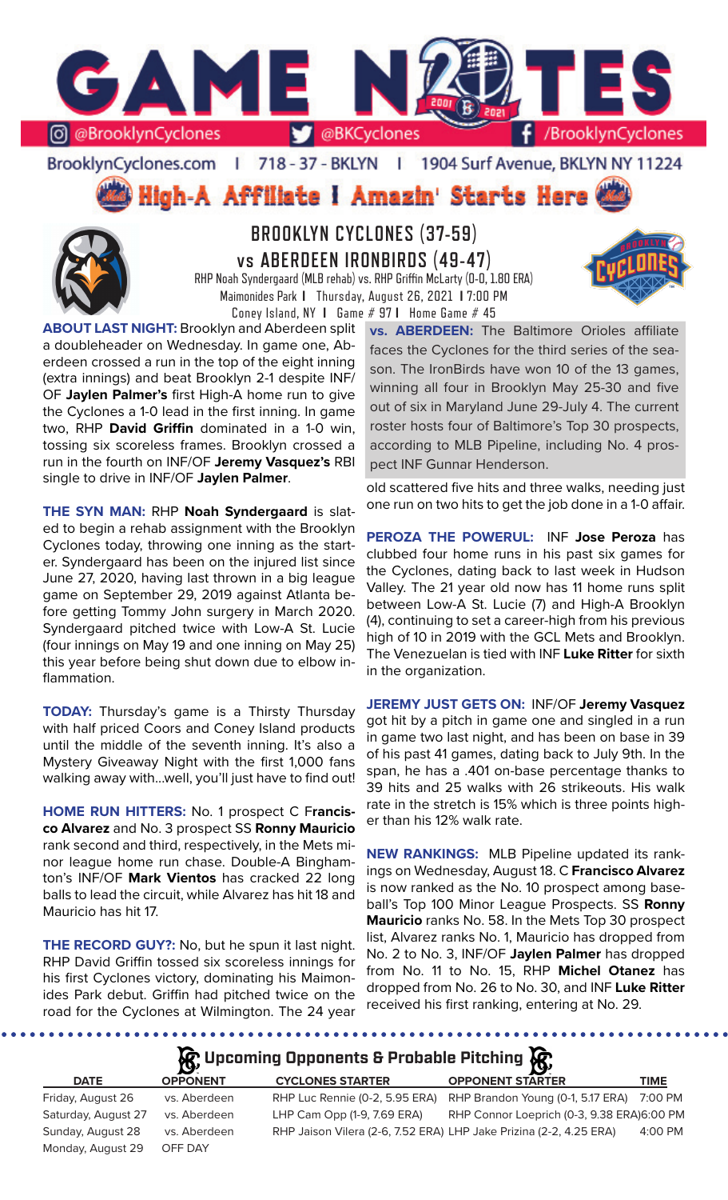# GAME NOTES

@BrooklynCyclones | @BKCyclones | /BrooklynCyclones

BrooklynCyclones.com | 718 - 37 - BKLYN | 1904 Surf Avenue, BKLYN NY 11224

**High-A Affiliate I Amazin' Starts Here**

## BROOKLYN CYCLONES (37-59)
## vs ABERDEEN IRONBIRDS (49-47)

RHP Noah Syndergaard (MLB rehab) vs. RHP Griffin McLarty (0-0, 1.80 ERA)
Maimonides Park I Thursday, August 26, 2021 I 7:00 PM
Coney Island, NY I Game # 97 I Home Game # 45

**ABOUT LAST NIGHT:** Brooklyn and Aberdeen split a doubleheader on Wednesday. In game one, Aberdeen crossed a run in the top of the eight inning (extra innings) and beat Brooklyn 2-1 despite INF/OF **Jaylen Palmer's** first High-A home run to give the Cyclones a 1-0 lead in the first inning. In game two, RHP **David Griffin** dominated in a 1-0 win, tossing six scoreless frames. Brooklyn crossed a run in the fourth on INF/OF **Jeremy Vasquez's** RBI single to drive in INF/OF **Jaylen Palmer**.

**THE SYN MAN:** RHP **Noah Syndergaard** is slated to begin a rehab assignment with the Brooklyn Cyclones today, throwing one inning as the starter. Syndergaard has been on the injured list since June 27, 2020, having last thrown in a big league game on September 29, 2019 against Atlanta before getting Tommy John surgery in March 2020. Syndergaard pitched twice with Low-A St. Lucie (four innings on May 19 and one inning on May 25) this year before being shut down due to elbow inflammation.

**TODAY:** Thursday's game is a Thirsty Thursday with half priced Coors and Coney Island products until the middle of the seventh inning. It's also a Mystery Giveaway Night with the first 1,000 fans walking away with...well, you'll just have to find out!

**HOME RUN HITTERS:** No. 1 prospect C **Francisco Alvarez** and No. 3 prospect SS **Ronny Mauricio** rank second and third, respectively, in the Mets minor league home run chase. Double-A Binghamton's INF/OF **Mark Vientos** has cracked 22 long balls to lead the circuit, while Alvarez has hit 18 and Mauricio has hit 17.

**THE RECORD GUY?:** No, but he spun it last night. RHP David Griffin tossed six scoreless innings for his first Cyclones victory, dominating his Maimonides Park debut. Griffin had pitched twice on the road for the Cyclones at Wilmington. The 24 year old scattered five hits and three walks, needing just one run on two hits to get the job done in a 1-0 affair.

**vs. ABERDEEN:** The Baltimore Orioles affiliate faces the Cyclones for the third series of the season. The IronBirds have won 10 of the 13 games, winning all four in Brooklyn May 25-30 and five out of six in Maryland June 29-July 4. The current roster hosts four of Baltimore's Top 30 prospects, according to MLB Pipeline, including No. 4 prospect INF Gunnar Henderson.

**PEROZA THE POWERUL:** INF **Jose Peroza** has clubbed four home runs in his past six games for the Cyclones, dating back to last week in Hudson Valley. The 21 year old now has 11 home runs split between Low-A St. Lucie (7) and High-A Brooklyn (4), continuing to set a career-high from his previous high of 10 in 2019 with the GCL Mets and Brooklyn. The Venezuelan is tied with INF **Luke Ritter** for sixth in the organization.

**JEREMY JUST GETS ON:** INF/OF **Jeremy Vasquez** got hit by a pitch in game one and singled in a run in game two last night, and has been on base in 39 of his past 41 games, dating back to July 9th. In the span, he has a .401 on-base percentage thanks to 39 hits and 25 walks with 26 strikeouts. His walk rate in the stretch is 15% which is three points higher than his 12% walk rate.

**NEW RANKINGS:** MLB Pipeline updated its rankings on Wednesday, August 18. C **Francisco Alvarez** is now ranked as the No. 10 prospect among baseball's Top 100 Minor League Prospects. SS **Ronny Mauricio** ranks No. 58. In the Mets Top 30 prospect list, Alvarez ranks No. 1, Mauricio has dropped from No. 2 to No. 3, INF/OF **Jaylen Palmer** has dropped from No. 11 to No. 15, RHP **Michel Otanez** has dropped from No. 26 to No. 30, and INF **Luke Ritter** received his first ranking, entering at No. 29.

## Upcoming Opponents & Probable Pitching

| DATE | OPPONENT | CYCLONES STARTER | OPPONENT STARTER | TIME |
|---|---|---|---|---|
| Friday, August 26 | vs. Aberdeen | RHP Luc Rennie (0-2, 5.95 ERA) | RHP Brandon Young (0-1, 5.17 ERA) | 7:00 PM |
| Saturday, August 27 | vs. Aberdeen | LHP Cam Opp (1-9, 7.69 ERA) | RHP Connor Loeprich (0-3, 9.38 ERA) | 6:00 PM |
| Sunday, August 28 | vs. Aberdeen | RHP Jaison Vilera (2-6, 7.52 ERA) | LHP Jake Prizina (2-2, 4.25 ERA) | 4:00 PM |
| Monday, August 29 | OFF DAY | | | |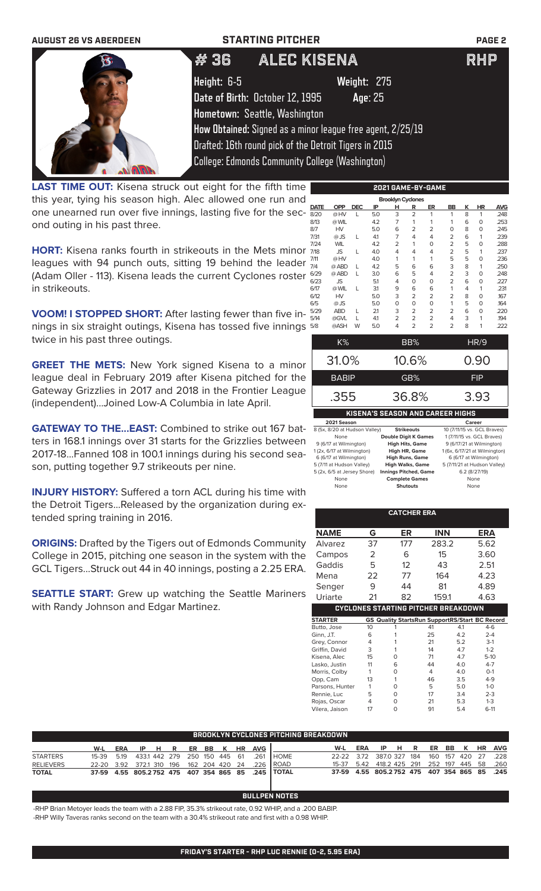AUGUST 26 VS ABERDEEN — STARTING PITCHER

# # 36 ALEC KISENA — RHP

**Height:** 6-5 **Weight:** 275
**Date of Birth:** October 12, 1995 **Age:** 25
**Hometown:** Seattle, Washington
**How Obtained:** Signed as a minor league free agent, 2/25/19
Drafted: 16th round pick of the Detroit Tigers in 2015
College: Edmonds Community College (Washington)

**LAST TIME OUT:** Kisena struck out eight for the fifth time this year, tying his season high. Alec allowed one run and one unearned run over five innings, lasting five for the second outing in his past three.

**HORT:** Kisena ranks fourth in strikeouts in the Mets minor leagues with 94 punch outs, sitting 19 behind the leader (Adam Oller - 113). Kisena leads the current Cyclones roster in strikeouts.

**VOOM! I STOPPED SHORT:** After lasting fewer than five innings in six straight outings, Kisena has tossed five innings twice in his past three outings.

**GREET THE METS:** New York signed Kisena to a minor league deal in February 2019 after Kisena pitched for the Gateway Grizzlies in 2017 and 2018 in the Frontier League (independent)...Joined Low-A Columbia in late April.

**GATEWAY TO THE...EAST:** Combined to strike out 167 batters in 168.1 innings over 31 starts for the Grizzlies between 2017-18...Fanned 108 in 100.1 innings during his second season, putting together 9.7 strikeouts per nine.

**INJURY HISTORY:** Suffered a torn ACL during his time with the Detroit Tigers...Released by the organization during extended spring training in 2016.

**ORIGINS:** Drafted by the Tigers out of Edmonds Community College in 2015, pitching one season in the system with the GCL Tigers...Struck out 44 in 40 innings, posting a 2.25 ERA.

**SEATTLE START:** Grew up watching the Seattle Mariners with Randy Johnson and Edgar Martinez.

## 2021 GAME-BY-GAME

Brooklyn Cyclones

| DATE | OPP | DEC | IP | H | R | ER | BB | K | HR | AVG |
|---|---|---|---|---|---|---|---|---|---|---|
| 8/20 | @HV | L | 5.0 | 3 | 2 | 1 | 1 | 8 | 1 | .248 |
| 8/13 | @WIL | | 4.2 | 7 | 1 | 1 | 1 | 6 | 0 | .253 |
| 8/7 | HV | | 5.0 | 6 | 2 | 2 | 0 | 8 | 0 | .245 |
| 7/31 | @JS | L | 4.1 | 7 | 4 | 4 | 2 | 6 | 1 | .239 |
| 7/24 | WIL | | 4.2 | 2 | 1 | 0 | 2 | 5 | 0 | .288 |
| 7/18 | JS | L | 4.0 | 4 | 4 | 4 | 2 | 5 | 1 | .237 |
| 7/11 | @HV | | 4.0 | 1 | 1 | 1 | 5 | 5 | 0 | .236 |
| 7/4 | @ABD | L | 4.2 | 5 | 6 | 6 | 3 | 8 | 1 | .250 |
| 6/29 | @ABD | L | 3.0 | 6 | 5 | 4 | 2 | 3 | 0 | .248 |
| 6/23 | JS | | 5.1 | 4 | 0 | 0 | 2 | 6 | 0 | .227 |
| 6/17 | @WIL | L | 3.1 | 9 | 6 | 6 | 1 | 4 | 1 | .231 |
| 6/12 | HV | | 5.0 | 3 | 2 | 2 | 2 | 8 | 0 | .167 |
| 6/5 | @JS | | 5.0 | 0 | 0 | 0 | 1 | 5 | 0 | .164 |
| 5/29 | ABD | L | 2.1 | 3 | 2 | 2 | 2 | 6 | 0 | .220 |
| 5/14 | @GVL | L | 4.1 | 2 | 2 | 2 | 4 | 3 | 1 | .194 |
| 5/8 | @ASH | W | 5.0 | 4 | 2 | 2 | 2 | 8 | 1 | .222 |

| K% | BB% | HR/9 |
|---|---|---|
| 31.0% | 10.6% | 0.90 |
| **BABIP** | **GB%** | **FIP** |
| .355 | 36.8% | 3.93 |

## KISENA'S SEASON AND CAREER HIGHS

| 2021 Season | | Career |
|---|---|---|
| 8 (5x, 8/20 at Hudson Valley) | Strikeouts | 10 (7/11/15 vs. GCL Braves) |
| None | Double Digit K Games | 1 (7/11/15 vs. GCL Braves) |
| 9 (6/17 at Wilmington) | High Hits, Game | 9 (6/17/21 at Wilmington) |
| 1 (2x, 6/17 at Wilmington) | High HR, Game | 1 (6x, 6/17/21 at Wilmington) |
| 6 (6/17 at Wilmington) | High Runs, Game | 6 (6/17 at Wilmington) |
| 5 (7/11 at Hudson Valley) | High Walks, Game | 5 (7/11/21 at Hudson Valley) |
| 5 (2x, 6/5 at Jersey Shore) | Innings Pitched, Game | 6.2 (8/27/19) |
| None | Complete Games | None |
| None | Shutouts | None |

## CATCHER ERA

| NAME | G | ER | INN | ERA |
|---|---|---|---|---|
| Alvarez | 37 | 177 | 283.2 | 5.62 |
| Campos | 2 | 6 | 15 | 3.60 |
| Gaddis | 5 | 12 | 43 | 2.51 |
| Mena | 22 | 77 | 164 | 4.23 |
| Senger | 9 | 44 | 81 | 4.89 |
| Uriarte | 21 | 82 | 159.1 | 4.63 |

## CYCLONES STARTING PITCHER BREAKDOWN

| STARTER | GS | Quality Starts | Run Support | RS/Start | BC Record |
|---|---|---|---|---|---|
| Butto, Jose | 10 | 1 | 41 | 4.1 | 4-6 |
| Ginn, J.T. | 6 | 1 | 25 | 4.2 | 2-4 |
| Grey, Connor | 4 | 1 | 21 | 5.2 | 3-1 |
| Griffin, David | 3 | 1 | 14 | 4.7 | 1-2 |
| Kisena, Alec | 15 | 0 | 71 | 4.7 | 5-10 |
| Lasko, Justin | 11 | 6 | 44 | 4.0 | 4-7 |
| Morris, Colby | 1 | 0 | 4 | 4.0 | 0-1 |
| Opp, Cam | 13 | 1 | 46 | 3.5 | 4-9 |
| Parsons, Hunter | 1 | 0 | 5 | 5.0 | 1-0 |
| Rennie, Luc | 5 | 0 | 17 | 3.4 | 2-3 |
| Rojas, Oscar | 4 | 0 | 21 | 5.3 | 1-3 |
| Vilera, Jaison | 17 | 0 | 91 | 5.4 | 6-11 |

## BROOKLYN CYCLONES PITCHING BREAKDOWN

| | W-L | ERA | IP | H | R | ER | BB | K | HR | AVG |
|---|---|---|---|---|---|---|---|---|---|---|
| STARTERS | 15-39 | 5.19 | 433.1 | 442 | 279 | 250 | 150 | 445 | 61 | .261 |
| RELIEVERS | 22-20 | 3.92 | 372.1 | 310 | 196 | 162 | 204 | 420 | 24 | .226 |
| TOTAL | 37-59 | 4.55 | 805.2 | 752 | 475 | 407 | 354 | 865 | 85 | .245 |

| | W-L | ERA | IP | H | R | ER | BB | K | HR | AVG |
|---|---|---|---|---|---|---|---|---|---|---|
| HOME | 22-22 | 3.72 | 387.0 | 327 | 184 | 160 | 157 | 420 | 27 | .228 |
| ROAD | 15-37 | 5.42 | 418.2 | 425 | 291 | 252 | 197 | 445 | 58 | .260 |
| TOTAL | 37-59 | 4.55 | 805.2 | 752 | 475 | 407 | 354 | 865 | 85 | .245 |

## BULLPEN NOTES

-RHP Brian Metoyer leads the team with a 2.88 FIP, 35.3% strikeout rate, 0.92 WHIP, and a .200 BABIP.
-RHP Willy Taveras ranks second on the team with a 30.4% strikeout rate and first with a 0.98 WHIP.

**FRIDAY'S STARTER - RHP LUC RENNIE (0-2, 5.95 ERA)**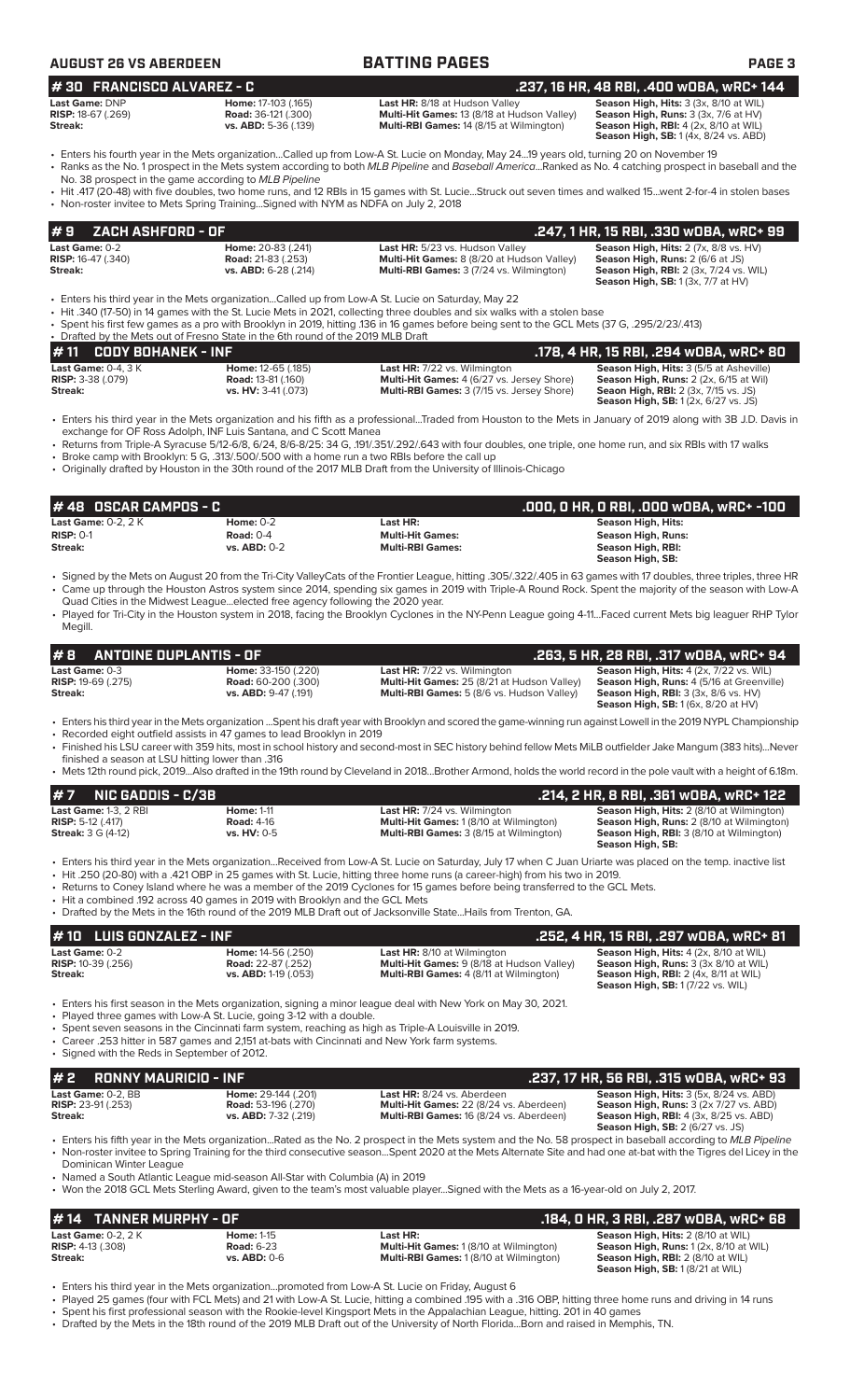**AUGUST 26 VS ABERDEEN** — **BATTING PAGES**

## # 30 FRANCISCO ALVAREZ - C — .237, 16 HR, 48 RBI, .400 wOBA, wRC+ 144

| | | | |
|---|---|---|---|
| **Last Game:** DNP | **Home:** 17-103 (.165) | **Last HR:** 8/18 at Hudson Valley | **Season High, Hits:** 3 (3x, 8/10 at WIL) |
| **RISP:** 18-67 (.269) | **Road:** 36-121 (.300) | **Multi-Hit Games:** 13 (8/18 at Hudson Valley) | **Season High, Runs:** 3 (3x, 7/6 at HV) |
| **Streak:** | **vs. ABD:** 5-36 (.139) | **Multi-RBI Games:** 14 (8/15 at Wilmington) | **Season High, RBI:** 4 (2x, 8/10 at WIL) |
| | | | **Season High, SB:** 1 (4x, 8/24 vs. ABD) |

- Enters his fourth year in the Mets organization...Called up from Low-A St. Lucie on Monday, May 24...19 years old, turning 20 on November 19
- Ranks as the No. 1 prospect in the Mets system according to both *MLB Pipeline* and *Baseball America*...Ranked as No. 4 catching prospect in baseball and the No. 38 prospect in the game according to *MLB Pipeline*
- Hit .417 (20-48) with five doubles, two home runs, and 12 RBIs in 15 games with St. Lucie...Struck out seven times and walked 15...went 2-for-4 in stolen bases
- Non-roster invitee to Mets Spring Training...Signed with NYM as NDFA on July 2, 2018

## # 9 ZACH ASHFORD - OF — .247, 1 HR, 15 RBI, .330 wOBA, wRC+ 99

| | | | |
|---|---|---|---|
| **Last Game:** 0-2 | **Home:** 20-83 (.241) | **Last HR:** 5/23 vs. Hudson Valley | **Season High, Hits:** 2 (7x, 8/8 vs. HV) |
| **RISP:** 16-47 (.340) | **Road:** 21-83 (.253) | **Multi-Hit Games:** 8 (8/20 at Hudson Valley) | **Season High, Runs:** 2 (6/6 at JS) |
| **Streak:** | **vs. ABD:** 6-28 (.214) | **Multi-RBI Games:** 3 (7/24 vs. Wilmington) | **Season High, RBI:** 2 (3x, 7/24 vs. WIL) |
| | | | **Season High, SB:** 1 (3x, 7/7 at HV) |

- Enters his third year in the Mets organization...Called up from Low-A St. Lucie on Saturday, May 22
- Hit .340 (17-50) in 14 games with the St. Lucie Mets in 2021, collecting three doubles and six walks with a stolen base
- Spent his first few games as a pro with Brooklyn in 2019, hitting .136 in 16 games before being sent to the GCL Mets (37 G, .295/2/23/.413)
- Drafted by the Mets out of Fresno State in the 6th round of the 2019 MLB Draft

## # 11 CODY BOHANEK - INF — .178, 4 HR, 15 RBI, .294 wOBA, wRC+ 80

| | | | |
|---|---|---|---|
| **Last Game:** 0-4, 3 K | **Home:** 12-65 (.185) | **Last HR:** 7/22 vs. Wilmington | **Season High, Hits:** 3 (5/5 at Asheville) |
| **RISP:** 3-38 (.079) | **Road:** 13-81 (.160) | **Multi-Hit Games:** 4 (6/27 vs. Jersey Shore) | **Season High, Runs:** 2 (2x, 6/15 at Wil) |
| **Streak:** | **vs. HV:** 3-41 (.073) | **Multi-RBI Games:** 3 (7/15 vs. Jersey Shore) | **Season High, RBI:** 2 (3x, 7/15 vs. JS) |
| | | | **Season High, SB:** 1 (2x, 6/27 vs. JS) |

- Enters his third year in the Mets organization and his fifth as a professional...Traded from Houston to the Mets in January of 2019 along with 3B J.D. Davis in exchange for OF Ross Adolph, INF Luis Santana, and C Scott Manea
- Returns from Triple-A Syracuse 5/12-6/8, 6/24, 8/6-8/25: 34 G, .191/.351/.292/.643 with four doubles, one triple, one home run, and six RBIs with 17 walks
- Broke camp with Brooklyn: 5 G, .313/.500/.500 with a home run a two RBIs before the call up
- Originally drafted by Houston in the 30th round of the 2017 MLB Draft from the University of Illinois-Chicago

## # 48 OSCAR CAMPOS - C — .000, 0 HR, 0 RBI, .000 wOBA, wRC+ -100

| | | | |
|---|---|---|---|
| **Last Game:** 0-2, 2 K | **Home:** 0-2 | **Last HR:** | **Season High, Hits:** |
| **RISP:** 0-1 | **Road:** 0-4 | **Multi-Hit Games:** | **Season High, Runs:** |
| **Streak:** | **vs. ABD:** 0-2 | **Multi-RBI Games:** | **Season High, RBI:** |
| | | | **Season High, SB:** |

- Signed by the Mets on August 20 from the Tri-City ValleyCats of the Frontier League, hitting .305/.322/.405 in 63 games with 17 doubles, three triples, three HR
- Came up through the Houston Astros system since 2014, spending six games in 2019 with Triple-A Round Rock. Spent the majority of the season with Low-A Quad Cities in the Midwest League...elected free agency following the 2020 year.
- Played for Tri-City in the Houston system in 2018, facing the Brooklyn Cyclones in the NY-Penn League going 4-11...Faced current Mets big leaguer RHP Tylor Megill.

## # 8 ANTOINE DUPLANTIS - OF — .263, 5 HR, 28 RBI, .317 wOBA, wRC+ 94

| | | | |
|---|---|---|---|
| **Last Game:** 0-3 | **Home:** 33-150 (.220) | **Last HR:** 7/22 vs. Wilmington | **Season High, Hits:** 4 (2x, 7/22 vs. WIL) |
| **RISP:** 19-69 (.275) | **Road:** 60-200 (.300) | **Multi-Hit Games:** 25 (8/21 vs. Aberdeen) | **Season High, Runs:** 4 (5/16 at Greenville) |
| **Streak:** | **vs. ABD:** 9-47 (.191) | **Multi-RBI Games:** 5 (8/6 vs. Hudson Valley) | **Season High, RBI:** 3 (3x, 8/6 vs. HV) |
| | | | **Season High, SB:** 1 (6x, 8/20 at HV) |

- Enters his third year in the Mets organization ...Spent his draft year with Brooklyn and scored the game-winning run against Lowell in the 2019 NYPL Championship
- Recorded eight outfield assists in 47 games to lead Brooklyn in 2019
- Finished his LSU career with 359 hits, most in school history and second-most in SEC history behind fellow Mets MiLB outfielder Jake Mangum (383 hits)...Never finished a season at LSU hitting lower than .316
- Mets 12th round pick, 2019...Also drafted in the 19th round by Cleveland in 2018...Brother Armond, holds the world record in the pole vault with a height of 6.18m.

## # 7 NIC GADDIS - C/3B — .214, 2 HR, 8 RBI, .361 wOBA, wRC+ 122

| | | | |
|---|---|---|---|
| **Last Game:** 1-3, 2 RBI | **Home:** 1-11 | **Last HR:** 7/24 vs. Wilmington | **Season High, Hits:** 2 (8/10 at Wilmington) |
| **RISP:** 5-12 (.417) | **Road:** 4-16 | **Multi-Hit Games:** 1 (8/10 at Wilmington) | **Season High, Runs:** 2 (8/10 at Wilmington) |
| **Streak:** 3 G (4-12) | **vs. HV:** 0-5 | **Multi-RBI Games:** 3 (8/15 at Wilmington) | **Season High, RBI:** 3 (8/10 at Wilmington) |
| | | | **Season High, SB:** |

- Enters his third year in the Mets organization...Received from Low-A St. Lucie on Saturday, July 17 when C Juan Uriarte was placed on the temp. inactive list
- Hit .250 (20-80) with a .421 OBP in 25 games with St. Lucie, hitting three home runs (a career-high) from his two in 2019.
- Returns to Coney Island where he was a member of the 2019 Cyclones for 15 games before being transferred to the GCL Mets.
- Hit a combined .192 across 40 games in 2019 with Brooklyn and the GCL Mets
- Drafted by the Mets in the 16th round of the 2019 MLB Draft out of Jacksonville State...Hails from Trenton, GA.

## # 10 LUIS GONZALEZ - INF — .252, 4 HR, 15 RBI, .297 wOBA, wRC+ 81

| | | | |
|---|---|---|---|
| **Last Game:** 0-2 | **Home:** 14-56 (.250) | **Last HR:** 8/10 at Wilmington | **Season High, Hits:** 4 (2x, 8/10 at WIL) |
| **RISP:** 10-39 (.256) | **Road:** 22-87 (.252) | **Multi-Hit Games:** 9 (8/18 at Hudson Valley) | **Season High, Runs:** 3 (3x 8/10 at WIL) |
| **Streak:** | **vs. ABD:** 1-19 (.053) | **Multi-RBI Games:** 4 (8/11 at Wilmington) | **Season High, RBI:** 2 (4x, 8/11 at WIL) |
| | | | **Season High, SB:** 1 (7/22 vs. WIL) |

- Enters his first season in the Mets organization, signing a minor league deal with New York on May 30, 2021.
- Played three games with Low-A St. Lucie, going 3-12 with a double.
- Spent seven seasons in the Cincinnati farm system, reaching as high as Triple-A Louisville in 2019.
- Career .253 hitter in 587 games and 2,151 at-bats with Cincinnati and New York farm systems.
- Signed with the Reds in September of 2012.

## # 2 RONNY MAURICIO - INF — .237, 17 HR, 56 RBI, .315 wOBA, wRC+ 93

| | | | |
|---|---|---|---|
| **Last Game:** 0-2, BB | **Home:** 29-144 (.201) | **Last HR:** 8/24 vs. Aberdeen | **Season High, Hits:** 3 (5x, 8/24 vs. ABD) |
| **RISP:** 23-91 (.253) | **Road:** 53-196 (.270) | **Multi-Hit Games:** 22 (8/24 vs. Aberdeen) | **Season High, Runs:** 3 (2x 7/27 vs. ABD) |
| **Streak:** | **vs. ABD:** 7-32 (.219) | **Multi-RBI Games:** 16 (8/24 vs. Aberdeen) | **Season High, RBI:** 4 (3x, 8/25 vs. ABD) |
| | | | **Season High, SB:** 2 (6/27 vs. JS) |

- Enters his fifth year in the Mets organization...Rated as the No. 2 prospect in the Mets system and the No. 58 prospect in baseball according to *MLB Pipeline*
- Non-roster invitee to Spring Training for the third consecutive season...Spent 2020 at the Mets Alternate Site and had one at-bat with the Tigres del Licey in the Dominican Winter League
- Named a South Atlantic League mid-season All-Star with Columbia (A) in 2019
- Won the 2018 GCL Mets Sterling Award, given to the team's most valuable player...Signed with the Mets as a 16-year-old on July 2, 2017.

## # 14 TANNER MURPHY - OF — .184, 0 HR, 3 RBI, .287 wOBA, wRC+ 68

| | | | |
|---|---|---|---|
| **Last Game:** 0-2, 2 K | **Home:** 1-15 | **Last HR:** | **Season High, Hits:** 2 (8/10 at WIL) |
| **RISP:** 4-13 (.308) | **Road:** 6-23 | **Multi-Hit Games:** 1 (8/10 at Wilmington) | **Season High, Runs:** 1 (2x, 8/10 at WIL) |
| **Streak:** | **vs. ABD:** 0-6 | **Multi-RBI Games:** 1 (8/10 at Wilmington) | **Season High, RBI:** 2 (8/10 at WIL) |
| | | | **Season High, SB:** 1 (8/21 at WIL) |

- Enters his third year in the Mets organization...promoted from Low-A St. Lucie on Friday, August 6
- Played 25 games (four with FCL Mets) and 21 with Low-A St. Lucie, hitting a combined .195 with a .316 OBP, hitting three home runs and driving in 14 runs
- Spent his first professional season with the Rookie-level Kingsport Mets in the Appalachian League, hitting .201 in 40 games
- Drafted by the Mets in the 18th round of the 2019 MLB Draft out of the University of North Florida...Born and raised in Memphis, TN.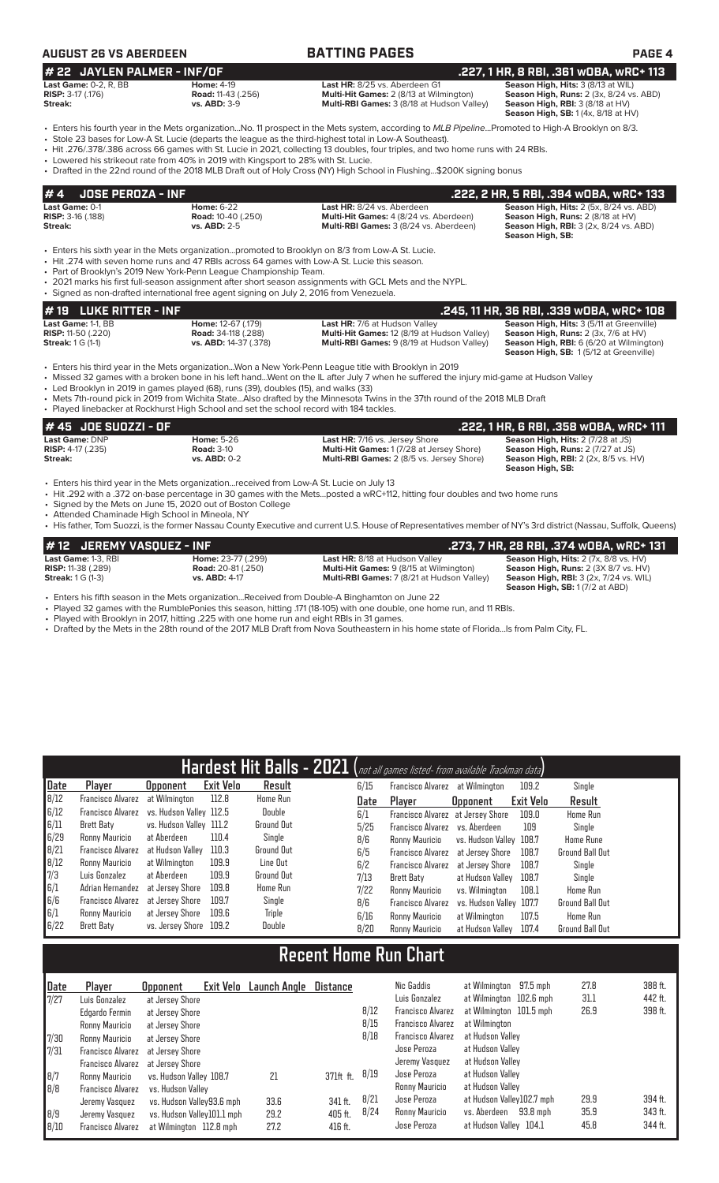## AUGUST 26 VS ABERDEEN — BATTING PAGES

## # 22 JAYLEN PALMER - INF/OF — .227, 1 HR, 8 RBI, .361 wOBA, wRC+ 113

| | | | |
|---|---|---|---|
| **Last Game:** 0-2, R, BB | **Home:** 4-19 | **Last HR:** 8/25 vs. Aberdeen G1 | **Season High, Hits:** 3 (8/13 at WIL) |
| **RISP:** 3-17 (.176) | **Road:** 11-43 (.256) | **Multi-Hit Games:** 2 (8/13 at Wilmington) | **Season High, Runs:** 2 (3x, 8/24 vs. ABD) |
| **Streak:** | **vs. ABD:** 3-9 | **Multi-RBI Games:** 3 (8/18 at Hudson Valley) | **Season High, RBI:** 3 (8/18 at HV) |
| | | | **Season High, SB:** 1 (4x, 8/18 at HV) |

- Enters his fourth year in the Mets organization...No. 11 prospect in the Mets system, according to *MLB Pipeline*...Promoted to High-A Brooklyn on 8/3.
- Stole 23 bases for Low-A St. Lucie (departs the league as the third-highest total in Low-A Southeast).
- Hit .276/.378/.386 across 66 games with St. Lucie in 2021, collecting 13 doubles, four triples, and two home runs with 24 RBIs.
- Lowered his strikeout rate from 40% in 2019 with Kingsport to 28% with St. Lucie.
- Drafted in the 22nd round of the 2018 MLB Draft out of Holy Cross (NY) High School in Flushing...$200K signing bonus

## # 4 JOSE PEROZA - INF — .222, 2 HR, 5 RBI, .394 wOBA, wRC+ 133

| | | | |
|---|---|---|---|
| **Last Game:** 0-1 | **Home:** 6-22 | **Last HR:** 8/24 vs. Aberdeen | **Season High, Hits:** 2 (5x, 8/24 vs. ABD) |
| **RISP:** 3-16 (.188) | **Road:** 10-40 (.250) | **Multi-Hit Games:** 4 (8/24 vs. Aberdeen) | **Season High, Runs:** 2 (8/18 at HV) |
| **Streak:** | **vs. ABD:** 2-5 | **Multi-RBI Games:** 3 (8/24 vs. Aberdeen) | **Season High, RBI:** 3 (2x, 8/24 vs. ABD) |
| | | | **Season High, SB:** |

- Enters his sixth year in the Mets organization...promoted to Brooklyn on 8/3 from Low-A St. Lucie.
- Hit .274 with seven home runs and 47 RBIs across 64 games with Low-A St. Lucie this season.
- Part of Brooklyn's 2019 New York-Penn League Championship Team.
- 2021 marks his first full-season assignment after short season assignments with GCL Mets and the NYPL.
- Signed as non-drafted international free agent signing on July 2, 2016 from Venezuela.

## # 19 LUKE RITTER - INF — .245, 11 HR, 36 RBI, .339 wOBA, wRC+ 108

| | | | |
|---|---|---|---|
| **Last Game:** 1-1, BB | **Home:** 12-67 (.179) | **Last HR:** 7/6 at Hudson Valley | **Season High, Hits:** 3 (5/11 at Greenville) |
| **RISP:** 11-50 (.220) | **Road:** 34-118 (.288) | **Multi-Hit Games:** 12 (8/19 at Hudson Valley) | **Season High, Runs:** 2 (3x, 7/6 at HV) |
| **Streak:** 1 G (1-1) | **vs. ABD:** 14-37 (.378) | **Multi-RBI Games:** 9 (8/19 at Hudson Valley) | **Season High, RBI:** 6 (6/20 at Wilmington) |
| | | | **Season High, SB:** 1 (5/12 at Greenville) |

- Enters his third year in the Mets organization...Won a New York-Penn League title with Brooklyn in 2019
- Missed 32 games with a broken bone in his left hand...Went on the IL after July 7 when he suffered the injury mid-game at Hudson Valley
- Led Brooklyn in 2019 in games played (68), runs (39), doubles (15), and walks (33)
- Mets 7th-round pick in 2019 from Wichita State...Also drafted by the Minnesota Twins in the 37th round of the 2018 MLB Draft
- Played linebacker at Rockhurst High School and set the school record with 184 tackles.

## # 45 JOE SUOZZI - OF — .222, 1 HR, 6 RBI, .358 wOBA, wRC+ 111

| | | | |
|---|---|---|---|
| **Last Game:** DNP | **Home:** 5-26 | **Last HR:** 7/16 vs. Jersey Shore | **Season High, Hits:** 2 (7/28 at JS) |
| **RISP:** 4-17 (.235) | **Road:** 3-10 | **Multi-Hit Games:** 1 (7/28 at Jersey Shore) | **Season High, Runs:** 2 (7/27 at JS) |
| **Streak:** | **vs. ABD:** 0-2 | **Multi-RBI Games:** 2 (8/5 vs. Jersey Shore) | **Season High, RBI:** 2 (2x, 8/5 vs. HV) |
| | | | **Season High, SB:** |

- Enters his third year in the Mets organization...received from Low-A St. Lucie on July 13
- Hit .292 with a .372 on-base percentage in 30 games with the Mets...posted a wRC+112, hitting four doubles and two home runs
- Signed by the Mets on June 15, 2020 out of Boston College
- Attended Chaminade High School in Mineola, NY
- His father, Tom Suozzi, is the former Nassau County Executive and current U.S. House of Representatives member of NY's 3rd district (Nassau, Suffolk, Queens)

## # 12 JEREMY VASQUEZ - INF — .273, 7 HR, 28 RBI, .374 wOBA, wRC+ 131

| | | | |
|---|---|---|---|
| **Last Game:** 1-3, RBI | **Home:** 23-77 (.299) | **Last HR:** 8/18 at Hudson Valley | **Season High, Hits:** 2 (7x, 8/8 vs. HV) |
| **RISP:** 11-38 (.289) | **Road:** 20-81 (.250) | **Multi-Hit Games:** 9 (8/15 at Wilmington) | **Season High, Runs:** 2 (3X 8/7 vs. HV) |
| **Streak:** 1 G (1-3) | **vs. ABD:** 4-17 | **Multi-RBI Games:** 7 (8/21 at Hudson Valley) | **Season High, RBI:** 3 (2x, 7/24 vs. WIL) |
| | | | **Season High, SB:** 1 (7/2 at ABD) |

- Enters his fifth season in the Mets organization...Received from Double-A Binghamton on June 22
- Played 32 games with the RumblePonies this season, hitting .171 (18-105) with one double, one home run, and 11 RBIs.
- Played with Brooklyn in 2017, hitting .225 with one home run and eight RBIs in 31 games.
- Drafted by the Mets in the 28th round of the 2017 MLB Draft from Nova Southeastern in his home state of Florida...Is from Palm City, FL.

## Hardest Hit Balls - 2021 (*not all games listed- from available Trackman data*)

| Date | Player | Opponent | Exit Velo | Result |
|---|---|---|---|---|
| 8/12 | Francisco Alvarez | at Wilmington | 112.8 | Home Run |
| 6/12 | Francisco Alvarez | vs. Hudson Valley | 112.5 | Double |
| 6/11 | Brett Baty | vs. Hudson Valley | 111.2 | Ground Out |
| 6/29 | Ronny Mauricio | at Aberdeen | 110.4 | Single |
| 8/21 | Francisco Alvarez | at Hudson Valley | 110.3 | Ground Out |
| 8/12 | Ronny Mauricio | at Wilmington | 109.9 | Line Out |
| 7/3 | Luis Gonzalez | at Aberdeen | 109.9 | Ground Out |
| 6/1 | Adrian Hernandez | at Jersey Shore | 109.8 | Home Run |
| 6/6 | Francisco Alvarez | at Jersey Shore | 109.7 | Single |
| 6/1 | Ronny Mauricio | at Jersey Shore | 109.6 | Triple |
| 6/22 | Brett Baty | vs. Jersey Shore | 109.2 | Double |
| 6/15 | Francisco Alvarez | at Wilmington | 109.2 | Single |
| 6/1 | Francisco Alvarez | at Jersey Shore | 109.0 | Home Run |
| 5/25 | Francisco Alvarez | vs. Aberdeen | 109 | Single |
| 8/6 | Ronny Mauricio | vs. Hudson Valley | 108.7 | Home Rune |
| 6/5 | Francisco Alvarez | at Jersey Shore | 108.7 | Ground Ball Out |
| 6/2 | Francisco Alvarez | at Jersey Shore | 108.7 | Single |
| 7/13 | Brett Baty | at Hudson Valley | 108.7 | Single |
| 7/22 | Ronny Mauricio | vs. Wilmington | 108.1 | Home Run |
| 8/6 | Francisco Alvarez | vs. Hudson Valley | 107.7 | Ground Ball Out |
| 6/16 | Ronny Mauricio | at Wilmington | 107.5 | Home Run |
| 8/20 | Ronny Mauricio | at Hudson Valley | 107.4 | Ground Ball Out |

## Recent Home Run Chart

| Date | Player | Opponent | Exit Velo | Launch Angle | Distance |
|---|---|---|---|---|---|
| 7/27 | Luis Gonzalez | at Jersey Shore | | | |
| | Edgardo Fermin | at Jersey Shore | | | |
| | Ronny Mauricio | at Jersey Shore | | | |
| 7/30 | Ronny Mauricio | at Jersey Shore | | | |
| 7/31 | Francisco Alvarez | at Jersey Shore | | | |
| | Francisco Alvarez | at Jersey Shore | | | |
| 8/7 | Ronny Mauricio | vs. Hudson Valley | 108.7 | 21 | 371ft ft. |
| 8/8 | Francisco Alvarez | vs. Hudson Valley | | | |
| | Jeremy Vasquez | vs. Hudson Valley | 93.6 mph | 33.6 | 341 ft. |
| 8/9 | Jeremy Vasquez | vs. Hudson Valley | 101.1 mph | 29.2 | 405 ft. |
| 8/10 | Francisco Alvarez | at Wilmington | 112.8 mph | 27.2 | 416 ft. |
| | Nic Gaddis | at Wilmington | 97.5 mph | 27.8 | 388 ft. |
| | Luis Gonzalez | at Wilmington | 102.6 mph | 31.1 | 442 ft. |
| 8/12 | Francisco Alvarez | at Wilmington | 101.5 mph | 26.9 | 398 ft. |
| 8/15 | Francisco Alvarez | at Wilmington | | | |
| 8/18 | Francisco Alvarez | at Hudson Valley | | | |
| | Jose Peroza | at Hudson Valley | | | |
| | Jeremy Vasquez | at Hudson Valley | | | |
| 8/19 | Jose Peroza | at Hudson Valley | | | |
| | Ronny Mauricio | at Hudson Valley | | | |
| 8/21 | Jose Peroza | at Hudson Valley | 102.7 mph | 29.9 | 394 ft. |
| 8/24 | Ronny Mauricio | vs. Aberdeen | 93.8 mph | 35.9 | 343 ft. |
| | Jose Peroza | at Hudson Valley | 104.1 | 45.8 | 344 ft. |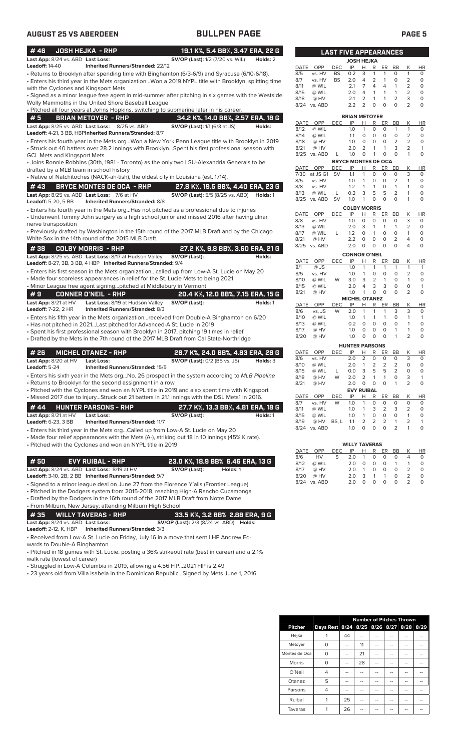**AUGUST 25 VS ABERDEEN** | **BULLPEN PAGE**

## #46 JOSH HEJKA - RHP — 19.1 K%, 5.4 BB%, 3.47 ERA, 22 G

**Last App:** 8/24 vs. ABD **Last Loss:** **SV/OP (Last):** 1/2 (7/20 vs. WIL) **Holds:** 2
**Leadoff:** 14-40 **Inherited Runners/Stranded:** 22/12

- Returns to Brooklyn after spending time with Binghamton (6/3-6/9) and Syracuse (6/10-6/18).
- Enters his third year in the Mets organization...Won a 2019 NYPL title with Brooklyn, splitting time with the Cyclones and Kingsport Mets
- Signed as a minor league free agent in mid-summer after pitching in six games with the Westside Wolly Mammoths in the United Shore Baseball League
- Pitched all four years at Johns Hopkins, switching to submarine later in his career.

## #5 BRIAN METOYER - RHP — 34.2 K%, 14.0 BB%, 2.57 ERA, 18 G

**Last App:** 8/25 vs. ABD **Last Loss:** 8/25 vs. ABD **SV/OP (Last):** 1/1 (6/3 at JS) **Holds:**
**Leadoff:** 4-21, 3 BB, HBP **Inherited Runners/Stranded:** 8/7

- Enters his fourth year in the Mets org...Won a New York Penn League title with Brooklyn in 2019
- Struck out 40 batters over 28.2 innings with Brooklyn...Spent his first professional season with GCL Mets and Kingsport Mets
- Joins Ronnie Robbins (30th, 1981 - Toronto) as the only two LSU-Alexandria Generals to be drafted by a MLB team in school history
- Native of Natchitoches (NACK-ah-tish), the oldest city in Louisiana (est. 1714).

## #43 BRYCE MONTES DE OCA - RHP — 27.8 K%, 19.5 BB%, 4.40 ERA, 23 G

**Last App:** 8/25 vs. ABD **Last Loss:** 7/6 at HV **SV/OP (Last):** 5/5 (8/25 vs. ABD) **Holds:** 1
**Leadoff:** 5-20, 5 BB **Inherited Runners/Stranded:** 8/8

- Enters his fourth year in the Mets org...Has not pitched as a professional due to injuries
- Underwent Tommy John surgery as a high school junior and missed 2016 after having ulnar nerve transposition
- Previously drafted by Washington in the 15th round of the 2017 MLB Draft and by the Chicago White Sox in the 14th round of the 2015 MLB Draft.

## #38 COLBY MORRIS - RHP — 27.2 K%, 9.8 BB%, 3.60 ERA, 21 G

**Last App:** 8/25 vs. ABD **Last Loss:** 8/17 at Hudson Valley **SV/OP (Last):** **Holds:**
**Leadoff:** 8-27, 3B, 3 BB, 4 HBP **Inherited Runners/Stranded:** 9/4

- Enters his first season in the Mets organization...called up from Low-A St. Lucie on May 20
- Made four scoreless appearances in relief for the St. Lucie Mets to being 2021
- Minor League free agent signing...pitched at Middlebury in Vermont

## #9 CONNER O'NEIL - RHP — 20.4 K%, 12.0 BB%, 7.15 ERA, 15 G

**Last App:** 8/21 at HV **Last Loss:** 8/19 at Hudson Valley **SV/OP (Last):** **Holds:** 1
**Leadoff:** 7-22, 2 HR **Inherited Runners/Stranded:** 8/3

- Enters his fifth year in the Mets organization...received from Double-A Binghamton on 6/20
- Has not pitched in 2021...Last pitched for Advanced-A St. Lucie in 2019
- Spent his first professional season with Brooklyn in 2017, pitching 19 times in relief
- Drafted by the Mets in the 7th round of the 2017 MLB Draft from Cal State-Northridge

## #26 MICHEL OTANEZ - RHP — 28.7 K%, 24.0 BB%, 4.83 ERA, 28 G

**Last App:** 8/20 at HV **Last Loss:** **SV/OP (Last):** 0/2 (BS vs. JS) **Holds:** 3
**Leadoff:** 5-24 **Inherited Runners/Stranded:** 15/5

- Enters his sixth year in the Mets org...No. 26 prospect in the system according to *MLB Pipeline*
- Returns to Brooklyn for the second assignment in a row
- Pitched with the Cyclones and won an NYPL title in 2019 and also spent time with Kingsport
- Missed 2017 due to injury...Struck out 21 batters in 21.1 innings with the DSL Mets1 in 2016.

## #44 HUNTER PARSONS - RHP — 27.7 K%, 13.3 BB%, 4.81 ERA, 18 G

**Last App:** 8/21 at HV **Last Loss:** **SV/OP (Last):** **Holds:** 1
**Leadoff:** 6-23, 3 BB **Inherited Runners/Stranded:** 11/7

- Enters his third year in the Mets org...Called up from Low-A St. Lucie on May 20
- Made four relief appearances with the Mets (A-), striking out 18 in 10 innings (45% K rate).
- Pitched with the Cyclones and won an NYPL title in 2019

## #50 EVY RUIBAL - RHP — 23.0 K%, 18.9 BB% 6.46 ERA, 13 G

**Last App:** 8/24 vs. ABD **Last Loss:** 8/19 at HV **SV/OP (Last):** **Holds:** 1
**Leadoff:** 3-10, 2B, 2 BB **Inherited Runners/Stranded:** 9/7

- Signed to a minor league deal on June 27 from the Florence Y'alls (Frontier League)
- Pitched in the Dodgers system from 2015-2018, reaching High-A Rancho Cucamonga
- Drafted by the Dodgers in the 16th round of the 2017 MLB Draft from Notre Dame
- From Milburn, New Jersey, attending Milburn High School

## #35 WILLY TAVERAS - RHP — 33.5 K%, 3.2 BB% 2.88 ERA, 9 G

**Last App:** 8/24 vs. ABD **Last Loss:** **SV/OP (Last):** 2/3 (8/24 vs. ABD) **Holds:**
**Leadoff:** 2-12, K, HBP **Inherited Runners/Stranded:** 3/3

- Received from Low-A St. Lucie on Friday, July 16 in a move that sent LHP Andrew Edwards to Double-A Binghamton
- Pitched in 18 games with St. Lucie, posting a 36% strikeout rate (best in career) and a 2.1% walk rate (lowest of career)
- Struggled in Low-A Columbia in 2019, allowing a 4.56 FIP...2021 FIP is 2.49
- 23 years old from Villa Isabela in the Dominican Republic...Signed by Mets June 1, 2016

## LAST FIVE APPEARANCES

**JOSH HEJKA**

| DATE | OPP | DEC | IP | H | R | ER | BB | K | HR |
|---|---|---|---|---|---|---|---|---|---|
| 8/5 | vs. HV | BS | 0.2 | 3 | 1 | 1 | 0 | 1 | 0 |
| 8/7 | vs. HV | BS | 2.0 | 4 | 2 | 1 | 0 | 2 | 0 |
| 8/11 | @ WIL | | 2.1 | 7 | 4 | 4 | 1 | 2 | 0 |
| 8/15 | @ WIL | | 2.0 | 4 | 1 | 1 | 1 | 2 | 0 |
| 8/18 | @ HV | | 2.1 | 2 | 1 | 1 | 2 | 3 | 0 |
| 8/24 | vs. ABD | | 2.2 | 2 | 0 | 0 | 0 | 2 | 0 |

**BRIAN METOYER**

| DATE | OPP | DEC | IP | H | R | ER | BB | K | HR |
|---|---|---|---|---|---|---|---|---|---|
| 8/12 | @ WIL | | 1.0 | 1 | 0 | 0 | 1 | 1 | 0 |
| 8/14 | @ WIL | | 1.1 | 0 | 0 | 0 | 0 | 2 | 0 |
| 8/18 | @ HV | | 1.0 | 0 | 0 | 0 | 2 | 2 | 0 |
| 8/21 | @ HV | | 2.0 | 2 | 1 | 1 | 3 | 2 | 1 |
| 8/25 | vs. ABD | L | 1.0 | 0 | 1 | 0 | 0 | 1 | 0 |

**BRYCE MONTES DE OCA**

| DATE | OPP | DEC | IP | H | R | ER | BB | K | HR |
|---|---|---|---|---|---|---|---|---|---|
| 7/30 | at JS G1 | SV | 1.1 | 1 | 0 | 0 | 0 | 3 | 0 |
| 8/5 | vs. HV | | 1.0 | 1 | 0 | 0 | 2 | 1 | 0 |
| 8/8 | vs. HV | | 1.2 | 1 | 1 | 0 | 1 | 1 | 0 |
| 8/13 | @ WIL | L | 0.2 | 3 | 5 | 5 | 2 | 1 | 0 |
| 8/25 | vs. ABD | SV | 1.0 | 1 | 0 | 0 | 0 | 1 | 0 |

**COLBY MORRIS**

| DATE | OPP | DEC | IP | H | R | ER | BB | K | HR |
|---|---|---|---|---|---|---|---|---|---|
| 8/8 | vs. HV | | 1.0 | 0 | 0 | 0 | 0 | 3 | 0 |
| 8/13 | @ WIL | | 2.0 | 3 | 1 | 1 | 1 | 2 | 0 |
| 8/17 | @ WIL | L | 1.2 | 0 | 1 | 0 | 0 | 1 | 0 |
| 8/21 | @ HV | | 2.2 | 0 | 0 | 0 | 2 | 4 | 0 |
| 8/25 | vs. ABD | | 2.0 | 0 | 0 | 0 | 0 | 4 | 0 |

**CONNOR O'NEIL**

| DATE | OPP | DEC | IP | H | R | ER | BB | K | HR |
|---|---|---|---|---|---|---|---|---|---|
| 8/1 | @ JS | | 1.0 | 1 | 1 | 1 | 1 | 1 | 1 |
| 8/5 | vs. HV | | 1.0 | 1 | 0 | 0 | 0 | 2 | 0 |
| 8/10 | @ WIL | W | 3.0 | 3 | 2 | 1 | 0 | 1 | 0 |
| 8/15 | @ WIL | | 2.0 | 4 | 3 | 3 | 0 | 0 | 1 |
| 8/21 | @ HV | | 1.0 | 1 | 0 | 0 | 0 | 2 | 0 |

**MICHEL OTANEZ**

| DATE | OPP | DEC | IP | H | R | ER | BB | K | HR |
|---|---|---|---|---|---|---|---|---|---|
| 8/6 | vs. JS | W | 2.0 | 1 | 1 | 1 | 3 | 3 | 0 |
| 8/10 | @ WIL | | 1.0 | 1 | 1 | 1 | 0 | 1 | 1 |
| 8/13 | @ WIL | | 0.2 | 0 | 0 | 0 | 0 | 1 | 0 |
| 8/17 | @ HV | | 1.0 | 0 | 0 | 0 | 1 | 1 | 0 |
| 8/20 | @ HV | | 1.0 | 0 | 0 | 0 | 1 | 2 | 0 |

**HUNTER PARSONS**

| DATE | OPP | DEC | IP | H | R | ER | BB | K | HR |
|---|---|---|---|---|---|---|---|---|---|
| 8/6 | vs. HV | | 2.0 | 2 | 0 | 0 | 0 | 3 | 0 |
| 8/10 | @ WIL | | 2.0 | 1 | 2 | 2 | 2 | 0 | 0 |
| 8/15 | @ WIL | L | 0.0 | 3 | 5 | 5 | 2 | 0 | 0 |
| 8/18 | @ HV | W | 2.0 | 2 | 1 | 1 | 0 | 3 | 1 |
| 8/21 | @ HV | | 2.0 | 0 | 0 | 0 | 1 | 2 | 0 |

**EVY RUIBAL**

| DATE | OPP | DEC | IP | H | R | ER | BB | K | HR |
|---|---|---|---|---|---|---|---|---|---|
| 8/7 | vs. HV | W | 1.0 | 1 | 0 | 0 | 0 | 0 | 0 |
| 8/11 | @ WIL | | 1.0 | 1 | 3 | 2 | 3 | 2 | 0 |
| 8/15 | @ WIL | | 1.0 | 1 | 0 | 0 | 0 | 1 | 0 |
| 8/19 | @ HV | BS, L | 1.1 | 2 | 2 | 2 | 1 | 2 | 1 |
| 8/24 | vs. ABD | | 1.0 | 0 | 0 | 0 | 2 | 1 | 0 |

**WILLY TAVERAS**

| DATE | OPP | DEC | IP | H | R | ER | BB | K | HR |
|---|---|---|---|---|---|---|---|---|---|
| 8/6 | HV | S | 2.0 | 1 | 0 | 0 | 0 | 4 | 0 |
| 8/12 | @ WIL | | 2.0 | 0 | 0 | 0 | 1 | 1 | 0 |
| 8/17 | @ HV | | 2.0 | 1 | 0 | 0 | 0 | 2 | 0 |
| 8/20 | @ HV | | 2.0 | 3 | 1 | 1 | 0 | 2 | 0 |
| 8/24 | vs. ABD | | 2.0 | 0 | 0 | 0 | 0 | 2 | 0 |

## Number of Pitches Thrown

| Pitcher | Days Rest | 8/24 | 8/25 | 8/26 | 8/27 | 8/28 | 8/29 |
|---|---|---|---|---|---|---|---|
| Hejka | 1 | 44 | -- | -- | -- | -- | -- |
| Metoyer | 0 | -- | 11 | -- | -- | -- | -- |
| Montes de Oca | 0 | -- | 21 | -- | -- | -- | -- |
| Morris | 0 | -- | 28 | -- | -- | -- | -- |
| O'Neil | 4 | -- | -- | -- | -- | -- | -- |
| Otanez | 5 | -- | -- | -- | -- | -- | -- |
| Parsons | 4 | -- | -- | -- | -- | -- | -- |
| Ruibal | 1 | 25 | -- | -- | -- | -- | -- |
| Taveras | 1 | 26 | -- | -- | -- | -- | -- |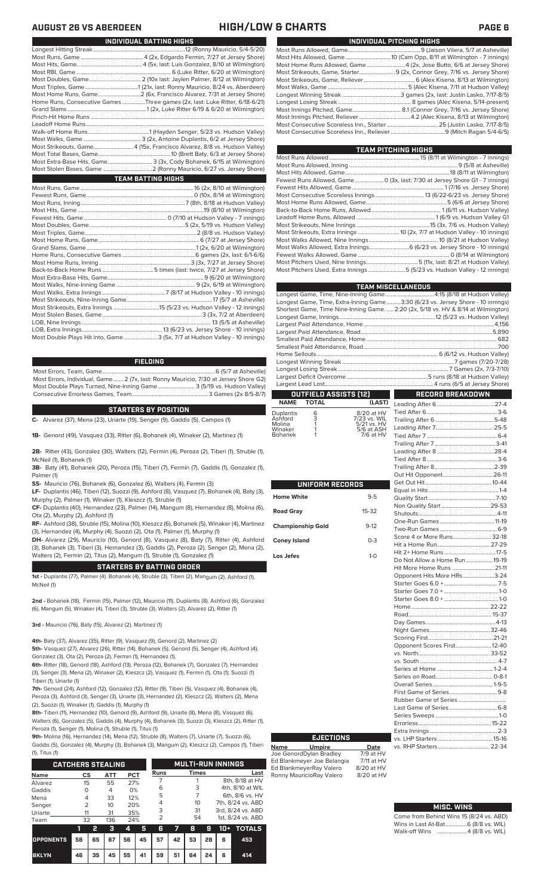# AUGUST 26 VS ABERDEEN — HIGH/LOW & CHARTS

## INDIVIDUAL BATTING HIGHS

| | |
|---|---|
| Longest Hitting Streak | 12 (Ronny Mauricio, 5/4-5/20) |
| Most Runs, Game | 4 (2x, Edgardo Fermin, 7/27 at Jersey Shore) |
| Most Hits, Game | 4 (5x, last: Luis Gonzalez, 8/10 at Wilmington) |
| Most RBI, Game | 6 (Luke Ritter, 6/20 at Wilmington) |
| Most Doubles, Game | 2 (10x last: Jaylen Palmer, 8/12 at Wilmington) |
| Most Triples, Game | 1 (21x, last: Ronny Mauricio, 8/24 vs. Aberdeen) |
| Most Home Runs, Game | 2 (6x, Francisco Alvarez, 7/31 at Jersey Shore) |
| Home Runs, Consecutive Games | Three games (2x, last: Luke Ritter, 6/18-6/21) |
| Grand Slams | 1 (2x, Luke Ritter 6/19 & 6/20 at Wilmington) |
| Pinch-Hit Home Runs | |
| Leadoff Home Runs | |
| Walk-off Home Runs | 1 (Hayden Senger, 5/23 vs. Hudson Valley) |
| Most Walks, Game | 3 (2x, Antoine Duplantis, 6/2 at Jersey Shore) |
| Most Strikeouts, Game | 4 (15x, Francisco Alvarez, 8/8 vs. Hudson Valley) |
| Most Total Bases, Game | 10 (Brett Baty, 6/3 at Jersey Shore) |
| Most Extra-Base Hits, Game | 3 (3x, Cody Bohanek, 6/15 at Wilmington) |
| Most Stolen Bases, Game | 2 (Ronny Mauricio, 6/27 vs. Jersey Shore) |

## TEAM BATTING HIGHS

| | |
|---|---|
| Most Runs, Game | 16 (2x, 8/10 at Wilmington) |
| Fewest Runs, Game | 0 (10x, 8/14 at Wilmington) |
| Most Runs, Inning | 7 (8th, 8/18 at Hudson Valley) |
| Most Hits, Game | 19 (8/10 at Wilmington) |
| Fewest Hits, Game | 0 (7/10 at Hudson Valley - 7 innings) |
| Most Doubles, Game | 5 (2x, 5/19 vs. Hudson Valley) |
| Most Triples, Game | 2 (8/8 vs. Hudson Valley) |
| Most Home Runs, Game | 6 (7/27 at Jersey Shore) |
| Grand Slams, Game | 1 (2x, 6/20 at Wilmington) |
| Home Runs, Consecutive Games | 6 Games (2x, last: 6/1-6/6) |
| Most Home Runs, Inning | 3 (3x, 7/27 at Jersey Shore) |
| Back-to-Back Home Runs | 5 times (last: twice, 7/27 at Jersey Shore) |
| Most Extra-Base Hits, Game | 9 (6/20 at Wilmington) |
| Most Walks, Nine-Inning Game | 9 (2x, 6/19 at Wilmington) |
| Most Walks, Extra Innings | 7 (8/17 at Hudson Valley - 10 innings) |
| Most Strikeouts, Nine-Inning Game | 17 (5/7 at Asheville) |
| Most Strikeouts, Extra Innings | 15 (5/23 vs. Hudson Valley - 12 innings) |
| Most Stolen Bases, Game | 3 (3x, 7/2 at Aberdeen) |
| LOB, Nine Innings | 13 (5/5 at Asheville) |
| LOB, Extra Innings | 13 (6/23 vs. Jersey Shore - 10 innings) |
| Most Double Plays Hit into, Game | 3 (5x, 7/7 at Hudson Valley - 10 innings) |

## FIELDING

| | |
|---|---|
| Most Errors, Team, Game | 6 (5/7 at Asheville) |
| Most Errors, Individual, Game | 2 (7x, last: Ronny Mauricio, 7/30 at Jersey Shore G2) |
| Most Double Plays Turned, Nine-Inning Game | 3 (5/19 vs. Hudson Valley) |
| Consecutive Errorless Games, Team | 3 Games (2x 8/5-8/7) |

## STARTERS BY POSITION

**C-** Alvarez (37), Mena (23), Uriarte (19), Senger (9), Gaddis (5), Campos (1)

**1B-** Genord (49), Vasquez (33), Ritter (6), Bohanek (4), Winaker (2), Martinez (1)

**2B-** Ritter (43), Gonzalez (30), Walters (12), Fermin (4), Peroza (2), Tiberi (1), Struble (1), McNeil (1), Bohanek (1)

**3B-** Baty (41), Bohanek (20), Peroza (15), Tiberi (7), Fermin (7), Gaddis (1), Gonzalez (1), Palmer (1)

**SS-** Mauricio (76), Bohanek (6), Gonzalez (6), Walters (4), Fermin (3)

**LF-** Duplantis (46), Tiberi (12), Suozzi (9), Ashford (8), Vasquez (7), Bohanek (4), Baty (3), Murphy (2), Palmer (1), Winaker (1), Kleszcz (1), Struble (1)

**CF-** Duplantis (40), Hernandez (23), Palmer (14), Mangum (8), Hernandez (8), Molina (6), Ota (2), Murphy (2), Ashford (1)

**RF-** Ashford (38), Struble (15), Molina (10), Kleszcz (6), Bohanek (5), Winaker (4), Martinez (3), Hernandez (4), Murphy (4), Suozzi (2), Ota (1), Palmer (1), Murphy (1)

**DH-** Alvarez (29), Mauricio (10), Genord (8), Vasquez (8), Baty (7), Ritter (4), Ashford (3), Bohanek (3), Tiberi (3), Hernandez (3), Gaddis (2), Peroza (2), Senger (2), Mena (2), Walters (2), Fermin (2), Titus (2), Mangum (1), Struble (1), Gonzalez (1)

## STARTERS BY BATTING ORDER

**1st -** Duplantis (77), Palmer (4). Bohanek (4), Struble (3), Tiberi (2), Mangum (2), Ashford (1), McNeil (1)

**2nd -** Bohanek (18), Fermin (15), Palmer (12), Mauricio (11), Duplantis (8), Ashford (6), Gonzalez (6), Mangum (5), Winaker (4), Tiberi (3), Struble (3), Walters (2), Alvarez (2), Ritter (1)

**3rd -** Mauricio (76), Baty (15), Alvarez (2), Martinez (1)

**4th-** Baty (37), Alvarez (35), Ritter (9), Vasquez (9), Genord (2), Martinez (2)

**5th-** Vasquez (27), Alvarez (26), Ritter (14), Bohanek (5), Genord (5), Senger (4), Ashford (4), Gonzalez (3), Ota (2), Peroza (2), Fermin (1), Hernandez (1),

**6th-** Ritter (18), Genord (18), Ashford (13), Peroza (12), Bohanek (7), Gonzalez (7), Hernandez (3), Senger (3), Mena (2), Winaker (2), Kleszcz (2), Vasquez (1), Fermin (1), Ota (1), Suozzi (1) Tiberi (1), Uriarte (1)

**7th-** Genord (24), Ashford (12), Gonzalez (12), Ritter (9), Tiberi (5), Vasquez (4), Bohanek (4), Peroza (3), Ashford (3), Senger (3), Uriarte (3), Hernandez (2), Kleszcz (2), Walters (2), Mena (2), Suozzi (1), Winaker (1), Gaddis (1), Murphy (1)

**8th-** Tiberi (11), Hernandez (10), Genord (9), Ashford (9), Uriarte (8), Mena (8), Vasquez (6), Walters (6), Gonzalez (5), Gaddis (4), Murphy (4), Bohanek (3), Suozzi (3), Kleszcz (2), Ritter (1), Peroza (1), Senger (1), Molina (1), Struble (1), Titus (1)

**9th-** Molina (16), Hernandez (14), Mena (12), Struble (8), Walters (7), Uriarte (7), Suozzi (6), Gaddis (5), Gonzalez (4), Murphy (3), Bohanek (3), Mangum (2), Kleszcz (2), Campos (1), Tiberi (1), Titus (1)

## CATCHERS STEALING

| Name | CS | ATT | PCT |
|---|---|---|---|
| Alvarez | 15 | 55 | 27% |
| Gaddis | 0 | 4 | 0% |
| Mena | 4 | 33 | 12% |
| Senger | 2 | 10 | 20% |
| Uriarte | 11 | 31 | 35% |
| Team | 32 | 136 | 24% |

## MULTI-RUN INNINGS

| Runs | Times | Last |
|---|---|---|
| 7 | 1 | 8th, 8/18 at HV |
| 6 | 3 | 4th, 8/10 at WIL |
| 5 | 7 | 6th, 8/6 vs. HV |
| 4 | 10 | 7th, 8/24 vs. ABD |
| 3 | 31 | 3rd, 8/24 vs. ABD |
| 2 | 54 | 1st, 8/24 vs. ABD |

| | 1 | 2 | 3 | 4 | 5 | 6 | 7 | 8 | 9 | 10+ | TOTALS |
|---|---|---|---|---|---|---|---|---|---|---|---|
| OPPONENTS | 58 | 65 | 67 | 56 | 45 | 57 | 42 | 53 | 28 | 6 | 453 |
| BKLYN | 46 | 35 | 45 | 55 | 41 | 59 | 51 | 64 | 24 | 6 | 414 |

## INDIVIDUAL PITCHING HIGHS

| | |
|---|---|
| Most Runs Allowed, Game | 9 (Jaison Vilera, 5/7 at Asheville) |
| Most Hits Allowed, Game | 10 (Cam Opp, 8/11 at Wilmington - 7 innings) |
| Most Home Runs Allowed, Game | 4 (2x, Jose Butto, 6/6 at Jersey Shore) |
| Most Strikeouts, Game, Starter | 9 (2x, Connor Grey, 7/16 vs. Jersey Shore) |
| Most Strikeouts, Game, Reliever | 6 (Alex Kisena, 8/13 at Wilmington) |
| Most Walks, Game | 5 (Alec Kisena, 7/11 at Hudson Valley) |
| Longest Winning Streak | 3 games (2x, last: Justin Lasko, 7/17-8/5) |
| Longest Losing Streak | 8 games (Alec Kisena, 5/14-present) |
| Most Innings Pitched, Game | 8.1 (Connor Grey, 7/16 vs. Jersey Shore) |
| Most Innings Pitched, Reliever | 4.2 (Alec Kisena, 8/13 at Wilmington) |
| Most Consecutive Scoreless Inn., Starter | 25 (Justin Lasko, 7/17-8/5) |
| Most Consecutive Scoreless Inn., Reliever | 9 (Mitch Ragan 5/4-6/5) |

## TEAM PITCHING HIGHS

| | |
|---|---|
| Most Runs Allowed | 15 (8/11 at Wilmington - 7 innings) |
| Most Runs Allowed, Inning | 9 (5/8 at Asheville) |
| Most Hits Allowed, Game | 18 (8/11 at Wilmington) |
| Fewest Runs Allowed, Game | 0 (3x, last: 7/30 at Jersey Shore G1 - 7 innings) |
| Fewest Hits Allowed, Game | 1 (7/16 vs. Jersey Shore) |
| Most Consecutive Scoreless Innings | 13 (6/22-6/23 vs. Jersey Shore) |
| Most Home Runs Allowed, Game | 5 (6/6 at Jersey Shore) |
| Back-to-Back Home Runs, Allowed | 1 (6/11 vs. Hudson Valley) |
| Leadoff Home Runs, Allowed | 1 (6/9 vs. Hudson Valley G1 |
| Most Strikeouts, Nine Innings | 15 (3x, 7/6 vs. Hudson Valley) |
| Most Strikeouts, Extra Innings | 10 (2x, 7/7 at Hudson Valley - 10 innings) |
| Most Walks Allowed, Nine Innings | 10 (8/21 at Hudson Valley) |
| Most Walks Allowed, Extra Innings | 6 (6/23 vs. Jersey Shore - 10 innings) |
| Fewest Walks Allowed, Game | 0 (8/14 at Wilmington) |
| Most Pitchers Used, Nine Innings | 5 (11x, last: 8/21 at Hudson Valley) |
| Most Pitchers Used, Extra Innings | 5 (5/23 vs. Hudson Valley - 12 innings) |

## TEAM MISCELLANEOUS

| | |
|---|---|
| Longest Game, Time, Nine-Inning Game | 4:15 (8/18 at Hudson Valley) |
| Longest Game, Time, Extra-Inning Game | 3:30 (6/23 vs. Jersey Shore - 10 innings) |
| Shortest Game, Time, Nine-Inning Game | 2:20 (2x, 5/18 vs. HV & 8/14 at Wilmington) |
| Longest Game, Innings | 12 (5/23 vs. Hudson Valley) |
| Largest Paid Attendance, Home | 4,156 |
| Largest Paid Attendance, Road | 5,890 |
| Smallest Paid Attendance, Home | 682 |
| Smallest Paid Attendance, Road | 700 |
| Home Sellouts | 6 (6/12 vs. Hudson Valley) |
| Longest Winning Streak | 7 games (7/20-7/28) |
| Longest Losing Streak | 7 Games (2x, 7/3-7/10) |
| Largest Deficit Overcome | 5 runs (8/18 at Hudson Valley) |
| Largest Lead Lost | 4 runs (6/5 at Jersey Shore) |

## OUTFIELD ASSISTS (12)

| NAME | TOTAL | (LAST) |
|---|---|---|
| Duplantis | 6 | 8/20 at HV |
| Ashford | 3 | 7/23 vs. WIL |
| Molina | 1 | 5/21 vs. HV |
| Winaker | 1 | 5/6 at ASH |
| Bohanek | 1 | 7/6 at HV |

## UNIFORM RECORDS

| | |
|---|---|
| Home White | 9-5 |
| Road Gray | 15-32 |
| Championship Gold | 9-12 |
| Coney Island | 0-3 |
| Los Jefes | 1-0 |

## RECORD BREAKDOWN

| | |
|---|---|
| Leading After 6 | 27-4 |
| Tied After 6 | 3-6 |
| Trailing After 6 | 5-48 |
| Leading After 7 | 25-5 |
| Tied After 7 | 6-4 |
| Trailing After 7 | 3-41 |
| Leading After 8 | 28-4 |
| Tied After 8 | 3-6 |
| Trailing After 8 | 2-39 |
| Out Hit Opponent | 26-11 |
| Get Out Hit | 10-44 |
| Equal in Hits | 1-4 |
| Quality Start | 7-10 |
| Non Quality Start | 29-53 |
| Shutouts | 4-11 |
| One-Run Games | 11-19 |
| Two-Run Games | 6-9 |
| Score 4 or More Runs | 32-18 |
| Hit a Home Run | 27-29 |
| Hit 2+ Home Runs | 17-5 |
| Do Not Allow a Home Run | 19-19 |
| Hit More Home Runs | 21-11 |
| Opponent Hits More HRs | 3-24 |
| Starter Goes 6.0 + | 7-5 |
| Starter Goes 7.0 + | 1-0 |
| Starter Goes 8.0 + | 1-0 |
| Home | 22-22 |
| Road | 15-37 |
| Day Games | 4-13 |
| Night Games | 32-46 |
| Scoring First | 21-21 |
| Opponent Scores First | 12-40 |
| vs. North | 33-52 |
| vs. South | 4-7 |
| Series at Home | 1-2-4 |
| Series on Road | 0-8-1 |
| Overall Series | 1-9-5 |
| First Game of Series | 9-8 |
| Rubber Game of Series | |
| Last Game of Series | 6-8 |
| Series Sweeps | 1-0 |
| Errorless | 15-22 |
| Extra Innings | 2-3 |
| vs. LHP Starters | 15-16 |
| vs. RHP Starters | 22-34 |

## EJECTIONS

| Name | Umpire | Date |
|---|---|---|
| Joe Genord | Dylan Bradley | 7/9 at HV |
| Ed Blankmeyer | Joe Belangia | 7/11 at HV |
| Ed Blankmeyer | Ray Valero | 8/20 at HV |
| Ronny Mauricio | Ray Valero | 8/20 at HV |

## MISC. WINS

| | |
|---|---|
| Come from Behind Wins | 15 (8/24 vs. ABD) |
| Wins in Last At-Bat | 6 (8/8 vs. WIL) |
| Walk-off Wins | 4 (8/8 vs. WIL) |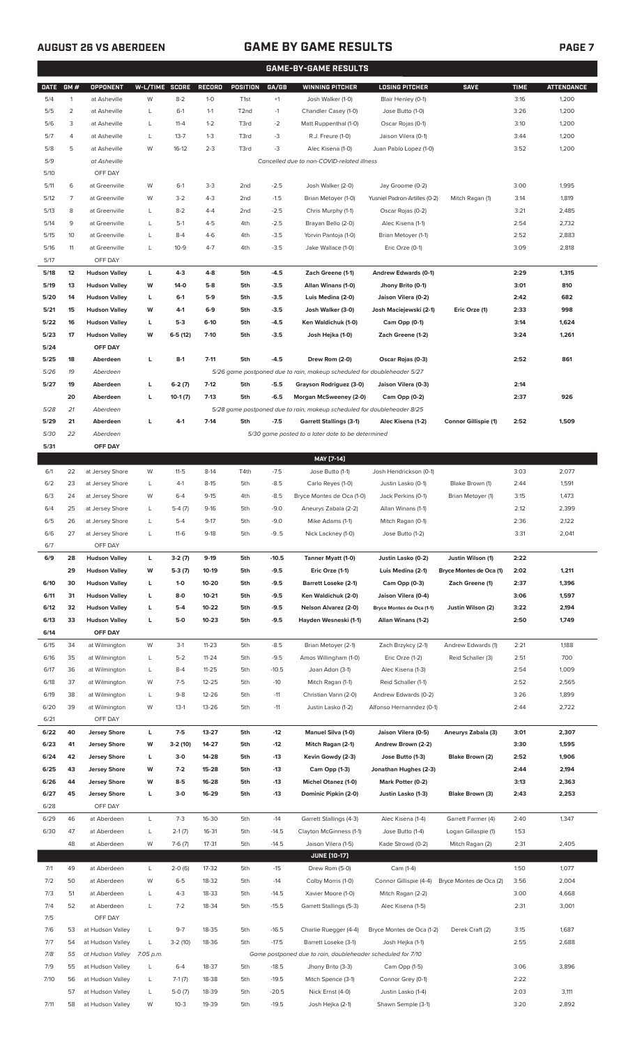## AUGUST 26 VS ABERDEEN

# GAME BY GAME RESULTS

### GAME-BY-GAME RESULTS

| DATE | GM # | OPPONENT | W-L/TIME | SCORE | RECORD | POSITION | GA/GB | WINNING PITCHER | LOSING PITCHER | SAVE | TIME | ATTENDANCE |
|---|---|---|---|---|---|---|---|---|---|---|---|---|
| 5/4 | 1 | at Asheville | W | 8-2 | 1-0 | T1st | +1 | Josh Walker (1-0) | Blair Henley (0-1) | | 3:16 | 1,200 |
| 5/5 | 2 | at Asheville | L | 6-1 | 1-1 | T2nd | -1 | Chandler Casey (1-0) | Jose Butto (1-0) | | 3:26 | 1,200 |
| 5/6 | 3 | at Asheville | L | 11-4 | 1-2 | T3rd | -2 | Matt Ruppenthal (1-0) | Oscar Rojas (0-1) | | 3:10 | 1,200 |
| 5/7 | 4 | at Asheville | L | 13-7 | 1-3 | T3rd | -3 | R.J. Freure (1-0) | Jaison Vilera (0-1) | | 3:44 | 1,200 |
| 5/8 | 5 | at Asheville | W | 16-12 | 2-3 | T3rd | -3 | Alec Kisena (1-0) | Juan Pablo Lopez (1-0) | | 3:52 | 1,200 |
| 5/9 | | at Asheville | | | | | | Cancelled due to non-COVID-related illness | | | | |
| 5/10 | | OFF DAY | | | | | | | | | | |
| 5/11 | 6 | at Greenville | W | 6-1 | 3-3 | 2nd | -2.5 | Josh Walker (2-0) | Jay Groome (0-2) | | 3:00 | 1,995 |
| 5/12 | 7 | at Greenville | W | 3-2 | 4-3 | 2nd | -1.5 | Brian Metoyer (1-0) | Yusniel Padron-Artilles (0-2) | Mitch Ragan (1) | 3:14 | 1,819 |
| 5/13 | 8 | at Greenville | L | 8-2 | 4-4 | 2nd | -2.5 | Chris Murphy (1-1) | Oscar Rojas (0-2) | | 3:21 | 2,485 |
| 5/14 | 9 | at Greenville | L | 5-1 | 4-5 | 4th | -2.5 | Brayan Bello (2-0) | Alec Kisena (1-1) | | 2:54 | 2,732 |
| 5/15 | 10 | at Greenville | L | 8-4 | 4-6 | 4th | -3.5 | Yorvin Pantoja (1-0) | Brian Metoyer (1-1) | | 2:52 | 2,883 |
| 5/16 | 11 | at Greenville | L | 10-9 | 4-7 | 4th | -3.5 | Jake Wallace (1-0) | Eric Orze (0-1) | | 3:09 | 2,818 |
| 5/17 | | OFF DAY | | | | | | | | | | |
| **5/18** | **12** | **Hudson Valley** | **L** | **4-3** | **4-8** | **5th** | **-4.5** | **Zach Greene (1-1)** | **Andrew Edwards (0-1)** | | **2:29** | **1,315** |
| **5/19** | **13** | **Hudson Valley** | **W** | **14-0** | **5-8** | **5th** | **-3.5** | **Allan Winans (1-0)** | **Jhony Brito (0-1)** | | **3:01** | **810** |
| **5/20** | **14** | **Hudson Valley** | **L** | **6-1** | **5-9** | **5th** | **-3.5** | **Luis Medina (2-0)** | **Jaison Vilera (0-2)** | | **2:42** | **682** |
| **5/21** | **15** | **Hudson Valley** | **W** | **4-1** | **6-9** | **5th** | **-3.5** | **Josh Walker (3-0)** | **Josh Maciejewski (2-1)** | **Eric Orze (1)** | **2:33** | **998** |
| **5/22** | **16** | **Hudson Valley** | **L** | **5-3** | **6-10** | **5th** | **-4.5** | **Ken Waldichuk (1-0)** | **Cam Opp (0-1)** | | **3:14** | **1,624** |
| **5/23** | **17** | **Hudson Valley** | **W** | **6-5 (12)** | **7-10** | **5th** | **-3.5** | **Josh Hejka (1-0)** | **Zach Greene (1-2)** | | **3:24** | **1,261** |
| **5/24** | | **OFF DAY** | | | | | | | | | | |
| **5/25** | **18** | **Aberdeen** | **L** | **8-1** | **7-11** | **5th** | **-4.5** | **Drew Rom (2-0)** | **Oscar Rojas (0-3)** | | **2:52** | **861** |
| 5/26 | 19 | Aberdeen | | | | | | 5/26 game postponed due to rain, makeup scheduled for doubleheader 5/27 | | | | |
| **5/27** | **19** | **Aberdeen** | **L** | **6-2 (7)** | **7-12** | **5th** | **-5.5** | **Grayson Rodriguez (3-0)** | **Jaison Vilera (0-3)** | | **2:14** | |
| | **20** | **Aberdeen** | **L** | **10-1 (7)** | **7-13** | **5th** | **-6.5** | **Morgan McSweeney (2-0)** | **Cam Opp (0-2)** | | **2:37** | **926** |
| 5/28 | 21 | Aberdeen | | | | | | 5/28 game postponed due to rain, makeup scheduled for doubleheader 8/25 | | | | |
| **5/29** | **21** | **Aberdeen** | **L** | **4-1** | **7-14** | **5th** | **-7.5** | **Garrett Stallings (3-1)** | **Alec Kisena (1-2)** | **Connor Gillispie (1)** | **2:52** | **1,509** |
| 5/30 | 22 | Aberdeen | | | | | | 5/30 game posted to a later date to be determined | | | | |
| **5/31** | | **OFF DAY** | | | | | | | | | | |
| | | | | | | | | **MAY [7-14]** | | | | |
| 6/1 | 22 | at Jersey Shore | W | 11-5 | 8-14 | T4th | -7.5 | Jose Butto (1-1) | Josh Hendrickson (0-1) | | 3:03 | 2,077 |
| 6/2 | 23 | at Jersey Shore | L | 4-1 | 8-15 | 5th | -8.5 | Carlo Reyes (1-0) | Justin Lasko (0-1) | Blake Brown (1) | 2:44 | 1,591 |
| 6/3 | 24 | at Jersey Shore | W | 6-4 | 9-15 | 4th | -8.5 | Bryce Montes de Oca (1-0) | Jack Perkins (0-1) | Brian Metoyer (1) | 3:15 | 1,473 |
| 6/4 | 25 | at Jersey Shore | L | 5-4 (7) | 9-16 | 5th | -9.0 | Aneurys Zabala (2-2) | Allan Winans (1-1) | | 2:12 | 2,399 |
| 6/5 | 26 | at Jersey Shore | L | 5-4 | 9-17 | 5th | -9.0 | Mike Adams (1-1) | Mitch Ragan (0-1) | | 2:36 | 2,122 |
| 6/6 | 27 | at Jersey Shore | L | 11-6 | 9-18 | 5th | -9..5 | Nick Lackney (1-0) | Jose Butto (1-2) | | 3:31 | 2,041 |
| 6/7 | | OFF DAY | | | | | | | | | | |
| **6/9** | **28** | **Hudson Valley** | **L** | **3-2 (7)** | **9-19** | **5th** | **-10.5** | **Tanner Myatt (1-0)** | **Justin Lasko (0-2)** | **Justin Wilson (1)** | **2:22** | |
| | **29** | **Hudson Valley** | **W** | **5-3 (7)** | **10-19** | **5th** | **-9.5** | **Eric Orze (1-1)** | **Luis Medina (2-1)** | **Bryce Montes de Oca (1)** | **2:02** | **1,211** |
| **6/10** | **30** | **Hudson Valley** | **L** | **1-0** | **10-20** | **5th** | **-9.5** | **Barrett Loseke (2-1)** | **Cam Opp (0-3)** | **Zach Greene (1)** | **2:37** | **1,396** |
| **6/11** | **31** | **Hudson Valley** | **L** | **8-0** | **10-21** | **5th** | **-9.5** | **Ken Waldichuk (2-0)** | **Jaison Vilera (0-4)** | | **3:06** | **1,597** |
| **6/12** | **32** | **Hudson Valley** | **L** | **5-4** | **10-22** | **5th** | **-9.5** | **Nelson Alvarez (2-0)** | **Bryce Montes de Oca (1-1)** | **Justin Wilson (2)** | **3:22** | **2,194** |
| **6/13** | **33** | **Hudson Valley** | **L** | **5-0** | **10-23** | **5th** | **-9.5** | **Hayden Wesneski (1-1)** | **Allan Winans (1-2)** | | **2:50** | **1,749** |
| **6/14** | | **OFF DAY** | | | | | | | | | | |
| 6/15 | 34 | at Wilmington | W | 3-1 | 11-23 | 5th | -8.5 | Brian Metoyer (2-1) | Zach Brzykcy (2-1) | Andrew Edwards (1) | 2:21 | 1,188 |
| 6/16 | 35 | at Wilmington | L | 5-2 | 11-24 | 5th | -9.5 | Amos Willingham (1-0) | Eric Orze (1-2) | Reid Schaller (3) | 2:51 | 700 |
| 6/17 | 36 | at Wilmington | L | 8-4 | 11-25 | 5th | -10.5 | Joan Adon (3-1) | Alec Kisena (1-3) | | 2:54 | 1,009 |
| 6/18 | 37 | at Wilmington | W | 7-5 | 12-25 | 5th | -10 | Mitch Ragan (1-1) | Reid Schaller (1-1) | | 2:52 | 2,565 |
| 6/19 | 38 | at Wilmington | L | 9-8 | 12-26 | 5th | -11 | Christian Vann (2-0) | Andrew Edwards (0-2) | | 3:26 | 1,899 |
| 6/20 | 39 | at Wilmington | W | 13-1 | 13-26 | 5th | -11 | Justin Lasko (1-2) | Alfonso Hernanndez (0-1) | | 2:44 | 2,722 |
| 6/21 | | OFF DAY | | | | | | | | | | |
| **6/22** | **40** | **Jersey Shore** | **L** | **7-5** | **13-27** | **5th** | **-12** | **Manuel Silva (1-0)** | **Jaison Vilera (0-5)** | **Aneurys Zabala (3)** | **3:01** | **2,307** |
| **6/23** | **41** | **Jersey Shore** | **W** | **3-2 (10)** | **14-27** | **5th** | **-12** | **Mitch Ragan (2-1)** | **Andrew Brown (2-2)** | | **3:30** | **1,595** |
| **6/24** | **42** | **Jersey Shore** | **L** | **3-0** | **14-28** | **5th** | **-13** | **Kevin Gowdy (2-3)** | **Jose Butto (1-3)** | **Blake Brown (2)** | **2:52** | **1,906** |
| **6/25** | **43** | **Jersey Shore** | **W** | **7-2** | **15-28** | **5th** | **-13** | **Cam Opp (1-3)** | **Jonathan Hughes (2-3)** | | **2:44** | **2,194** |
| **6/26** | **44** | **Jersey Shore** | **W** | **8-5** | **16-28** | **5th** | **-13** | **Michel Otanez (1-0)** | **Mark Potter (0-2)** | | **3:13** | **2,363** |
| **6/27** | **45** | **Jersey Shore** | **L** | **3-0** | **16-29** | **5th** | **-13** | **Dominic Pipkin (2-0)** | **Justin Lasko (1-3)** | **Blake Brown (3)** | **2:43** | **2,253** |
| 6/28 | | OFF DAY | | | | | | | | | | |
| 6/29 | 46 | at Aberdeen | L | 7-3 | 16-30 | 5th | -14 | Garrett Stallings (4-3) | Alec Kisena (1-4) | Garrett Farmer (4) | 2:40 | 1,347 |
| 6/30 | 47 | at Aberdeen | L | 2-1 (7) | 16-31 | 5th | -14.5 | Clayton McGinness (1-1) | Jose Butto (1-4) | Logan Gillaspie (1) | 1:53 | |
| | 48 | at Aberdeen | W | 7-6 (7) | 17-31 | 5th | -14.5 | Jaison Vilera (1-5) | Kade Strowd (0-2) | Mitch Ragan (2) | 2:31 | 2,405 |
| | | | | | | | | **JUNE [10-17]** | | | | |
| 7/1 | 49 | at Aberdeen | L | 2-0 (6) | 17-32 | 5th | -15 | Drew Rom (5-0) | Cam (1-4) | | 1:50 | 1,077 |
| 7/2 | 50 | at Aberdeen | W | 6-5 | 18-32 | 5th | -14 | Colby Morris (1-0) | Connor Gillispie (4-4) | Bryce Montes de Oca (2) | 3:56 | 2,004 |
| 7/3 | 51 | at Aberdeen | L | 4-3 | 18-33 | 5th | -14.5 | Xavier Moore (1-0) | Mitch Ragan (2-2) | | 3:00 | 4,668 |
| 7/4 | 52 | at Aberdeen | L | 7-2 | 18-34 | 5th | -15.5 | Garrett Stallings (5-3) | Alec Kisena (1-5) | | 2:31 | 3,001 |
| 7/5 | | OFF DAY | | | | | | | | | | |
| 7/6 | 53 | at Hudson Valley | L | 9-7 | 18-35 | 5th | -16.5 | Charlie Ruegger (4-4) | Bryce Montes de Oca (1-2) | Derek Craft (2) | 3:15 | 1,687 |
| 7/7 | 54 | at Hudson Valley | L | 3-2 (10) | 18-36 | 5th | -17.5 | Barrett Loseke (3-1) | Josh Hejka (1-1) | | 2:55 | 2,688 |
| 7/8 | 55 | at Hudson Valley | 7:05 p.m. | | | | | Game postponed due to rain, doubleheader scheduled for 7/10 | | | | |
| 7/9 | 55 | at Hudson Valley | L | 6-4 | 18-37 | 5th | -18.5 | Jhony Brito (3-3) | Cam Opp (1-5) | | 3:06 | 3,896 |
| 7/10 | 56 | at Hudson Valley | L | 7-1 (7) | 18-38 | 5th | -19.5 | Mitch Spence (3-1) | Connor Grey (0-1) | | 2:22 | |
| | 57 | at Hudson Valley | L | 5-0 (7) | 18-39 | 5th | -20.5 | Nick Ernst (4-0) | Justin Lasko (1-4) | | 2:03 | 3,111 |
| 7/11 | 58 | at Hudson Valley | W | 10-3 | 19-39 | 5th | -19.5 | Josh Hejka (2-1) | Shawn Semple (3-1) | | 3:20 | 2,892 |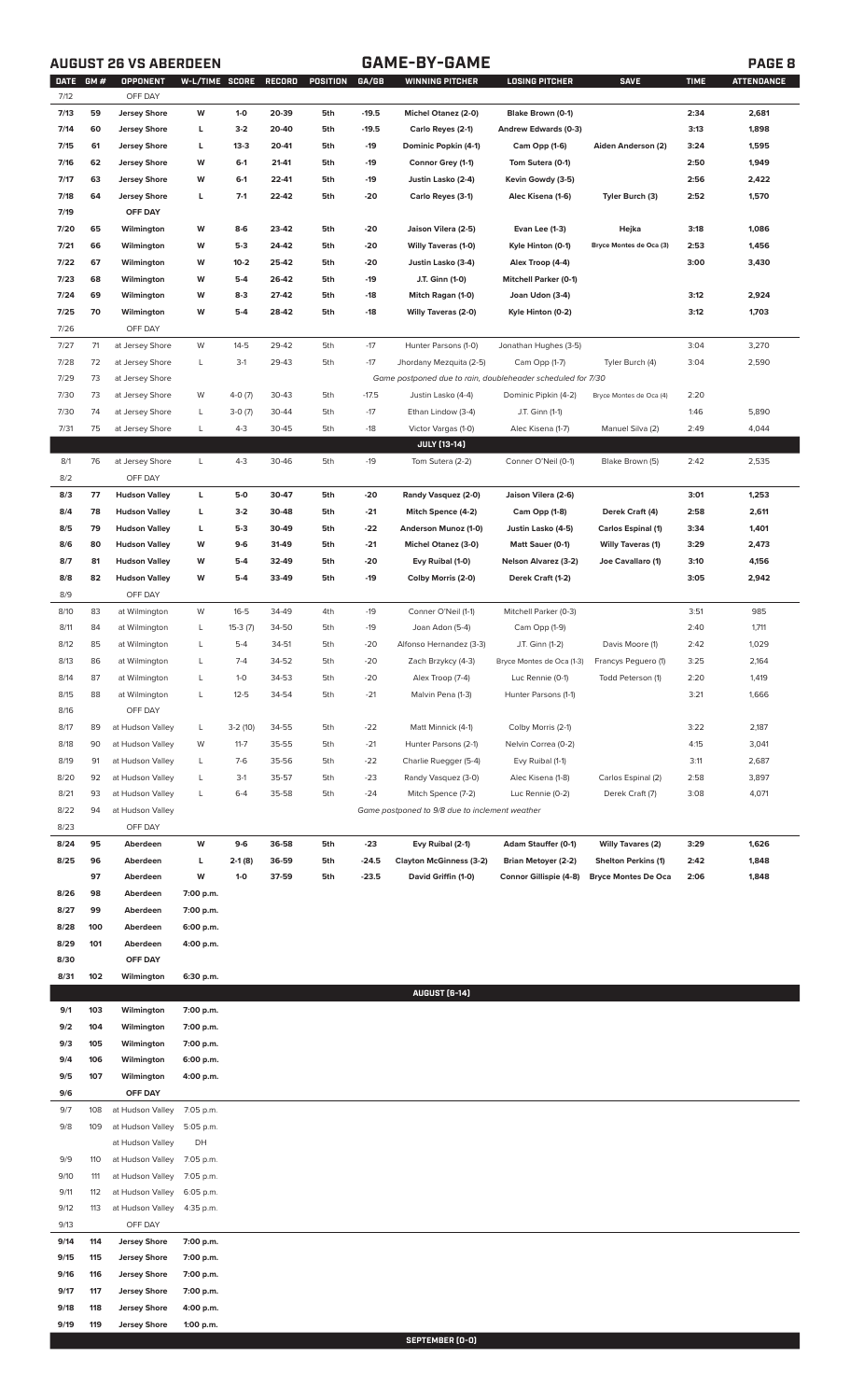## AUGUST 26 VS ABERDEEN — GAME-BY-GAME

| DATE | GM # | OPPONENT | W-L/TIME | SCORE | RECORD | POSITION | GA/GB | WINNING PITCHER | LOSING PITCHER | SAVE | TIME | ATTENDANCE |
|---|---|---|---|---|---|---|---|---|---|---|---|---|
| 7/12 | | OFF DAY | | | | | | | | | | |
| 7/13 | 59 | Jersey Shore | W | 1-0 | 20-39 | 5th | -19.5 | Michel Otanez (2-0) | Blake Brown (0-1) | | 2:34 | 2,681 |
| 7/14 | 60 | Jersey Shore | L | 3-2 | 20-40 | 5th | -19.5 | Carlo Reyes (2-1) | Andrew Edwards (0-3) | | 3:13 | 1,898 |
| 7/15 | 61 | Jersey Shore | L | 13-3 | 20-41 | 5th | -19 | Dominic Popkin (4-1) | Cam Opp (1-6) | Aiden Anderson (2) | 3:24 | 1,595 |
| 7/16 | 62 | Jersey Shore | W | 6-1 | 21-41 | 5th | -19 | Connor Grey (1-1) | Tom Sutera (0-1) | | 2:50 | 1,949 |
| 7/17 | 63 | Jersey Shore | W | 6-1 | 22-41 | 5th | -19 | Justin Lasko (2-4) | Kevin Gowdy (3-5) | | 2:56 | 2,422 |
| 7/18 | 64 | Jersey Shore | L | 7-1 | 22-42 | 5th | -20 | Carlo Reyes (3-1) | Alec Kisena (1-6) | Tyler Burch (3) | 2:52 | 1,570 |
| 7/19 | | OFF DAY | | | | | | | | | | |
| 7/20 | 65 | Wilmington | W | 8-6 | 23-42 | 5th | -20 | Jaison Vilera (2-5) | Evan Lee (1-3) | Hejka | 3:18 | 1,086 |
| 7/21 | 66 | Wilmington | W | 5-3 | 24-42 | 5th | -20 | Willy Taveras (1-0) | Kyle Hinton (0-1) | Bryce Montes de Oca (3) | 2:53 | 1,456 |
| 7/22 | 67 | Wilmington | W | 10-2 | 25-42 | 5th | -20 | Justin Lasko (3-4) | Alex Troop (4-4) | | 3:00 | 3,430 |
| 7/23 | 68 | Wilmington | W | 5-4 | 26-42 | 5th | -19 | J.T. Ginn (1-0) | Mitchell Parker (0-1) | | | |
| 7/24 | 69 | Wilmington | W | 8-3 | 27-42 | 5th | -18 | Mitch Ragan (1-0) | Joan Udon (3-4) | | 3:12 | 2,924 |
| 7/25 | 70 | Wilmington | W | 5-4 | 28-42 | 5th | -18 | Willy Taveras (2-0) | Kyle Hinton (0-2) | | 3:12 | 1,703 |
| 7/26 | | OFF DAY | | | | | | | | | | |
| 7/27 | 71 | at Jersey Shore | W | 14-5 | 29-42 | 5th | -17 | Hunter Parsons (1-0) | Jonathan Hughes (3-5) | | 3:04 | 3,270 |
| 7/28 | 72 | at Jersey Shore | L | 3-1 | 29-43 | 5th | -17 | Jhordany Mezquita (2-5) | Cam Opp (1-7) | Tyler Burch (4) | 3:04 | 2,590 |
| 7/29 | 73 | at Jersey Shore | | | | | | Game postponed due to rain, doubleheader scheduled for 7/30 | | | | |
| 7/30 | 73 | at Jersey Shore | W | 4-0 (7) | 30-43 | 5th | -17.5 | Justin Lasko (4-4) | Dominic Pipkin (4-2) | Bryce Montes de Oca (4) | 2:20 | |
| 7/30 | 74 | at Jersey Shore | L | 3-0 (7) | 30-44 | 5th | -17 | Ethan Lindow (3-4) | J.T. Ginn (1-1) | | 1:46 | 5,890 |
| 7/31 | 75 | at Jersey Shore | L | 4-3 | 30-45 | 5th | -18 | Victor Vargas (1-0) | Alec Kisena (1-7) | Manuel Silva (2) | 2:49 | 4,044 |
| | | | | | | | | JULY [13-14] | | | | |
| 8/1 | 76 | at Jersey Shore | L | 4-3 | 30-46 | 5th | -19 | Tom Sutera (2-2) | Conner O'Neil (0-1) | Blake Brown (5) | 2:42 | 2,535 |
| 8/2 | | OFF DAY | | | | | | | | | | |
| 8/3 | 77 | Hudson Valley | L | 5-0 | 30-47 | 5th | -20 | Randy Vasquez (2-0) | Jaison Vilera (2-6) | | 3:01 | 1,253 |
| 8/4 | 78 | Hudson Valley | L | 3-2 | 30-48 | 5th | -21 | Mitch Spence (4-2) | Cam Opp (1-8) | Derek Craft (4) | 2:58 | 2,611 |
| 8/5 | 79 | Hudson Valley | L | 5-3 | 30-49 | 5th | -22 | Anderson Munoz (1-0) | Justin Lasko (4-5) | Carlos Espinal (1) | 3:34 | 1,401 |
| 8/6 | 80 | Hudson Valley | W | 9-6 | 31-49 | 5th | -21 | Michel Otanez (3-0) | Matt Sauer (0-1) | Willy Taveras (1) | 3:29 | 2,473 |
| 8/7 | 81 | Hudson Valley | W | 5-4 | 32-49 | 5th | -20 | Evy Ruibal (1-0) | Nelson Alvarez (3-2) | Joe Cavallaro (1) | 3:10 | 4,156 |
| 8/8 | 82 | Hudson Valley | W | 5-4 | 33-49 | 5th | -19 | Colby Morris (2-0) | Derek Craft (1-2) | | 3:05 | 2,942 |
| 8/9 | | OFF DAY | | | | | | | | | | |
| 8/10 | 83 | at Wilmington | W | 16-5 | 34-49 | 4th | -19 | Conner O'Neil (1-1) | Mitchell Parker (0-3) | | 3:51 | 985 |
| 8/11 | 84 | at Wilmington | L | 15-3 (7) | 34-50 | 5th | -19 | Joan Adon (5-4) | Cam Opp (1-9) | | 2:40 | 1,711 |
| 8/12 | 85 | at Wilmington | L | 5-4 | 34-51 | 5th | -20 | Alfonso Hernandez (3-3) | J.T. Ginn (1-2) | Davis Moore (1) | 2:42 | 1,029 |
| 8/13 | 86 | at Wilmington | L | 7-4 | 34-52 | 5th | -20 | Zach Brzykcy (4-3) | Bryce Montes de Oca (1-3) | Francys Peguero (1) | 3:25 | 2,164 |
| 8/14 | 87 | at Wilmington | L | 1-0 | 34-53 | 5th | -20 | Alex Troop (7-4) | Luc Rennie (0-1) | Todd Peterson (1) | 2:20 | 1,419 |
| 8/15 | 88 | at Wilmington | L | 12-5 | 34-54 | 5th | -21 | Malvin Pena (1-3) | Hunter Parsons (1-1) | | 3:21 | 1,666 |
| 8/16 | | OFF DAY | | | | | | | | | | |
| 8/17 | 89 | at Hudson Valley | L | 3-2 (10) | 34-55 | 5th | -22 | Matt Minnick (4-1) | Colby Morris (2-1) | | 3:22 | 2,187 |
| 8/18 | 90 | at Hudson Valley | W | 11-7 | 35-55 | 5th | -21 | Hunter Parsons (2-1) | Nelvin Correa (0-2) | | 4:15 | 3,041 |
| 8/19 | 91 | at Hudson Valley | L | 7-6 | 35-56 | 5th | -22 | Charlie Ruegger (5-4) | Evy Ruibal (1-1) | | 3:11 | 2,687 |
| 8/20 | 92 | at Hudson Valley | L | 3-1 | 35-57 | 5th | -23 | Randy Vasquez (3-0) | Alec Kisena (1-8) | Carlos Espinal (2) | 2:58 | 3,897 |
| 8/21 | 93 | at Hudson Valley | L | 6-4 | 35-58 | 5th | -24 | Mitch Spence (7-2) | Luc Rennie (0-2) | Derek Craft (7) | 3:08 | 4,071 |
| 8/22 | 94 | at Hudson Valley | | | | | | Game postponed to 9/8 due to inclement weather | | | | |
| 8/23 | | OFF DAY | | | | | | | | | | |
| 8/24 | 95 | Aberdeen | W | 9-6 | 36-58 | 5th | -23 | Evy Ruibal (2-1) | Adam Stauffer (0-1) | Willy Tavares (2) | 3:29 | 1,626 |
| 8/25 | 96 | Aberdeen | L | 2-1 (8) | 36-59 | 5th | -24.5 | Clayton McGinness (3-2) | Brian Metoyer (2-2) | Shelton Perkins (1) | 2:42 | 1,848 |
| | 97 | Aberdeen | W | 1-0 | 37-59 | 5th | -23.5 | David Griffin (1-0) | Connor Gillispie (4-8) | Bryce Montes De Oca | 2:06 | 1,848 |
| 8/26 | 98 | Aberdeen | 7:00 p.m. | | | | | | | | | |
| 8/27 | 99 | Aberdeen | 7:00 p.m. | | | | | | | | | |
| 8/28 | 100 | Aberdeen | 6:00 p.m. | | | | | | | | | |
| 8/29 | 101 | Aberdeen | 4:00 p.m. | | | | | | | | | |
| 8/30 | | OFF DAY | | | | | | | | | | |
| 8/31 | 102 | Wilmington | 6:30 p.m. | | | | | | | | | |
| | | | | | | | | AUGUST [6-14] | | | | |
| 9/1 | 103 | Wilmington | 7:00 p.m. | | | | | | | | | |
| 9/2 | 104 | Wilmington | 7:00 p.m. | | | | | | | | | |
| 9/3 | 105 | Wilmington | 7:00 p.m. | | | | | | | | | |
| 9/4 | 106 | Wilmington | 6:00 p.m. | | | | | | | | | |
| 9/5 | 107 | Wilmington | 4:00 p.m. | | | | | | | | | |
| 9/6 | | OFF DAY | | | | | | | | | | |
| 9/7 | 108 | at Hudson Valley | 7:05 p.m. | | | | | | | | | |
| 9/8 | 109 | at Hudson Valley | 5:05 p.m. | | | | | | | | | |
| | | at Hudson Valley | DH | | | | | | | | | |
| 9/9 | 110 | at Hudson Valley | 7:05 p.m. | | | | | | | | | |
| 9/10 | 111 | at Hudson Valley | 7:05 p.m. | | | | | | | | | |
| 9/11 | 112 | at Hudson Valley | 6:05 p.m. | | | | | | | | | |
| 9/12 | 113 | at Hudson Valley | 4:35 p.m. | | | | | | | | | |
| 9/13 | | OFF DAY | | | | | | | | | | |
| 9/14 | 114 | Jersey Shore | 7:00 p.m. | | | | | | | | | |
| 9/15 | 115 | Jersey Shore | 7:00 p.m. | | | | | | | | | |
| 9/16 | 116 | Jersey Shore | 7:00 p.m. | | | | | | | | | |
| 9/17 | 117 | Jersey Shore | 7:00 p.m. | | | | | | | | | |
| 9/18 | 118 | Jersey Shore | 4:00 p.m. | | | | | | | | | |
| 9/19 | 119 | Jersey Shore | 1:00 p.m. | | | | | | | | | |
| | | | | | | | | SEPTEMBER [0-0] | | | | |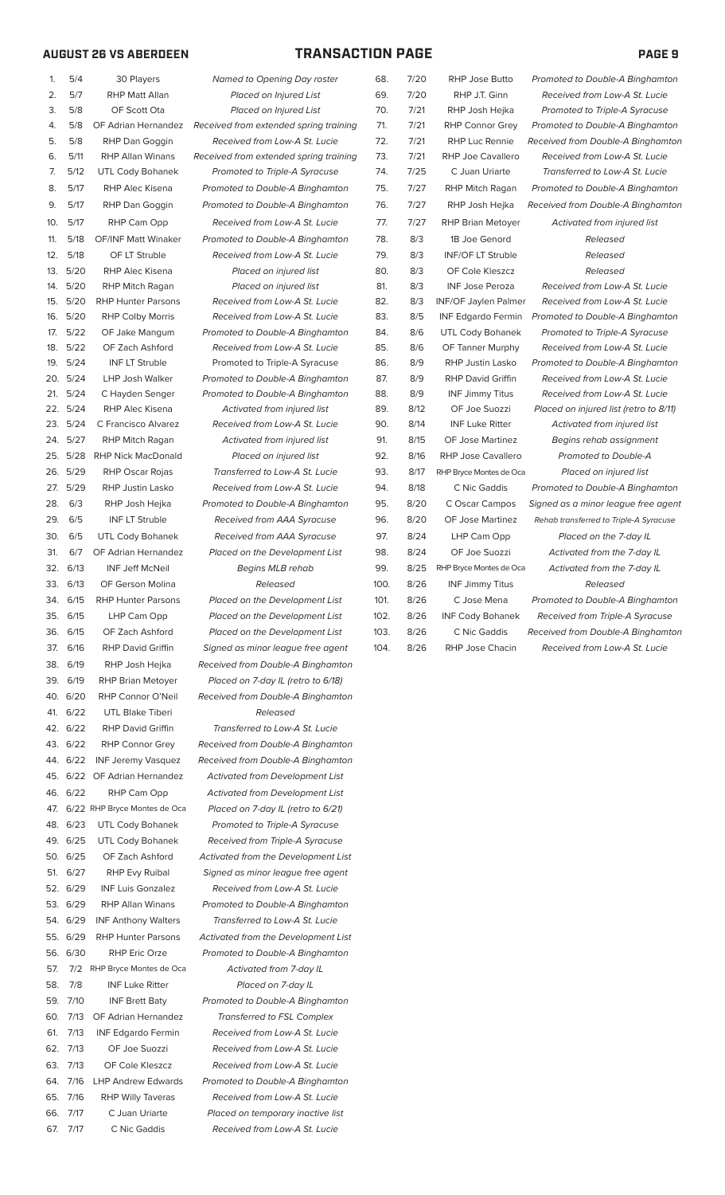## AUGUST 26 VS ABERDEEN

## TRANSACTION PAGE

| | | | |
|---|---|---|---|
| 1. | 5/4 | 30 Players | *Named to Opening Day roster* |
| 2. | 5/7 | RHP Matt Allan | *Placed on Injured List* |
| 3. | 5/8 | OF Scott Ota | *Placed on Injured List* |
| 4. | 5/8 | OF Adrian Hernandez | *Received from extended spring training* |
| 5. | 5/8 | RHP Dan Goggin | *Received from Low-A St. Lucie* |
| 6. | 5/11 | RHP Allan Winans | *Received from extended spring training* |
| 7. | 5/12 | UTL Cody Bohanek | *Promoted to Triple-A Syracuse* |
| 8. | 5/17 | RHP Alec Kisena | *Promoted to Double-A Binghamton* |
| 9. | 5/17 | RHP Dan Goggin | *Promoted to Double-A Binghamton* |
| 10. | 5/17 | RHP Cam Opp | *Received from Low-A St. Lucie* |
| 11. | 5/18 | OF/INF Matt Winaker | *Promoted to Double-A Binghamton* |
| 12. | 5/18 | OF LT Struble | *Received from Low-A St. Lucie* |
| 13. | 5/20 | RHP Alec Kisena | *Placed on injured list* |
| 14. | 5/20 | RHP Mitch Ragan | *Placed on injured list* |
| 15. | 5/20 | RHP Hunter Parsons | *Received from Low-A St. Lucie* |
| 16. | 5/20 | RHP Colby Morris | *Received from Low-A St. Lucie* |
| 17. | 5/22 | OF Jake Mangum | *Promoted to Double-A Binghamton* |
| 18. | 5/22 | OF Zach Ashford | *Received from Low-A St. Lucie* |
| 19. | 5/24 | INF LT Struble | Promoted to Triple-A Syracuse |
| 20. | 5/24 | LHP Josh Walker | *Promoted to Double-A Binghamton* |
| 21. | 5/24 | C Hayden Senger | *Promoted to Double-A Binghamton* |
| 22. | 5/24 | RHP Alec Kisena | *Activated from injured list* |
| 23. | 5/24 | C Francisco Alvarez | *Received from Low-A St. Lucie* |
| 24. | 5/27 | RHP Mitch Ragan | *Activated from injured list* |
| 25. | 5/28 | RHP Nick MacDonald | *Placed on injured list* |
| 26. | 5/29 | RHP Oscar Rojas | *Transferred to Low-A St. Lucie* |
| 27. | 5/29 | RHP Justin Lasko | *Received from Low-A St. Lucie* |
| 28. | 6/3 | RHP Josh Hejka | *Promoted to Double-A Binghamton* |
| 29. | 6/5 | INF LT Struble | *Received from AAA Syracuse* |
| 30. | 6/5 | UTL Cody Bohanek | *Received from AAA Syracuse* |
| 31. | 6/7 | OF Adrian Hernandez | *Placed on the Development List* |
| 32. | 6/13 | INF Jeff McNeil | *Begins MLB rehab* |
| 33. | 6/13 | OF Gerson Molina | *Released* |
| 34. | 6/15 | RHP Hunter Parsons | *Placed on the Development List* |
| 35. | 6/15 | LHP Cam Opp | *Placed on the Development List* |
| 36. | 6/15 | OF Zach Ashford | *Placed on the Development List* |
| 37. | 6/16 | RHP David Griffin | *Signed as minor league free agent* |
| 38. | 6/19 | RHP Josh Hejka | *Received from Double-A Binghamton* |
| 39. | 6/19 | RHP Brian Metoyer | *Placed on 7-day IL (retro to 6/18)* |
| 40. | 6/20 | RHP Connor O'Neil | *Received from Double-A Binghamton* |
| 41. | 6/22 | UTL Blake Tiberi | *Released* |
| 42. | 6/22 | RHP David Griffin | *Transferred to Low-A St. Lucie* |
| 43. | 6/22 | RHP Connor Grey | *Received from Double-A Binghamton* |
| 44. | 6/22 | INF Jeremy Vasquez | *Received from Double-A Binghamton* |
| 45. | 6/22 | OF Adrian Hernandez | *Activated from Development List* |
| 46. | 6/22 | RHP Cam Opp | *Activated from Development List* |
| 47. | 6/22 | RHP Bryce Montes de Oca | *Placed on 7-day IL (retro to 6/21)* |
| 48. | 6/23 | UTL Cody Bohanek | *Promoted to Triple-A Syracuse* |
| 49. | 6/25 | UTL Cody Bohanek | *Received from Triple-A Syracuse* |
| 50. | 6/25 | OF Zach Ashford | *Activated from the Development List* |
| 51. | 6/27 | RHP Evy Ruibal | *Signed as minor league free agent* |
| 52. | 6/29 | INF Luis Gonzalez | *Received from Low-A St. Lucie* |
| 53. | 6/29 | RHP Allan Winans | *Promoted to Double-A Binghamton* |
| 54. | 6/29 | INF Anthony Walters | *Transferred to Low-A St. Lucie* |
| 55. | 6/29 | RHP Hunter Parsons | *Activated from the Development List* |
| 56. | 6/30 | RHP Eric Orze | *Promoted to Double-A Binghamton* |
| 57. | 7/2 | RHP Bryce Montes de Oca | *Activated from 7-day IL* |
| 58. | 7/8 | INF Luke Ritter | *Placed on 7-day IL* |
| 59. | 7/10 | INF Brett Baty | *Promoted to Double-A Binghamton* |
| 60. | 7/13 | OF Adrian Hernandez | *Transferred to FSL Complex* |
| 61. | 7/13 | INF Edgardo Fermin | *Received from Low-A St. Lucie* |
| 62. | 7/13 | OF Joe Suozzi | *Received from Low-A St. Lucie* |
| 63. | 7/13 | OF Cole Kleszcz | *Received from Low-A St. Lucie* |
| 64. | 7/16 | LHP Andrew Edwards | *Promoted to Double-A Binghamton* |
| 65. | 7/16 | RHP Willy Taveras | *Received from Low-A St. Lucie* |
| 66. | 7/17 | C Juan Uriarte | *Placed on temporary inactive list* |
| 67. | 7/17 | C Nic Gaddis | *Received from Low-A St. Lucie* |
| 68. | 7/20 | RHP Jose Butto | *Promoted to Double-A Binghamton* |
| 69. | 7/20 | RHP J.T. Ginn | *Received from Low-A St. Lucie* |
| 70. | 7/21 | RHP Josh Hejka | *Promoted to Triple-A Syracuse* |
| 71. | 7/21 | RHP Connor Grey | *Promoted to Double-A Binghamton* |
| 72. | 7/21 | RHP Luc Rennie | *Received from Double-A Binghamton* |
| 73. | 7/21 | RHP Joe Cavallero | *Received from Low-A St. Lucie* |
| 74. | 7/25 | C Juan Uriarte | *Transferred to Low-A St. Lucie* |
| 75. | 7/27 | RHP Mitch Ragan | *Promoted to Double-A Binghamton* |
| 76. | 7/27 | RHP Josh Hejka | *Received from Double-A Binghamton* |
| 77. | 7/27 | RHP Brian Metoyer | *Activated from injured list* |
| 78. | 8/3 | 1B Joe Genord | *Released* |
| 79. | 8/3 | INF/OF LT Struble | *Released* |
| 80. | 8/3 | OF Cole Kleszcz | *Released* |
| 81. | 8/3 | INF Jose Peroza | *Received from Low-A St. Lucie* |
| 82. | 8/3 | INF/OF Jaylen Palmer | *Received from Low-A St. Lucie* |
| 83. | 8/5 | INF Edgardo Fermin | *Promoted to Double-A Binghamton* |
| 84. | 8/6 | UTL Cody Bohanek | *Promoted to Triple-A Syracuse* |
| 85. | 8/6 | OF Tanner Murphy | *Received from Low-A St. Lucie* |
| 86. | 8/9 | RHP Justin Lasko | *Promoted to Double-A Binghamton* |
| 87. | 8/9 | RHP David Griffin | *Received from Low-A St. Lucie* |
| 88. | 8/9 | INF Jimmy Titus | *Received from Low-A St. Lucie* |
| 89. | 8/12 | OF Joe Suozzi | *Placed on injured list (retro to 8/11)* |
| 90. | 8/14 | INF Luke Ritter | *Activated from injured list* |
| 91. | 8/15 | OF Jose Martinez | *Begins rehab assignment* |
| 92. | 8/16 | RHP Jose Cavallero | *Promoted to Double-A* |
| 93. | 8/17 | RHP Bryce Montes de Oca | *Placed on injured list* |
| 94. | 8/18 | C Nic Gaddis | *Promoted to Double-A Binghamton* |
| 95. | 8/20 | C Oscar Campos | *Signed as a minor league free agent* |
| 96. | 8/20 | OF Jose Martinez | *Rehab transferred to Triple-A Syracuse* |
| 97. | 8/24 | LHP Cam Opp | *Placed on the 7-day IL* |
| 98. | 8/24 | OF Joe Suozzi | *Activated from the 7-day IL* |
| 99. | 8/25 | RHP Bryce Montes de Oca | *Activated from the 7-day IL* |
| 100. | 8/26 | INF Jimmy Titus | *Released* |
| 101. | 8/26 | C Jose Mena | *Promoted to Double-A Binghamton* |
| 102. | 8/26 | INF Cody Bohanek | *Received from Triple-A Syracuse* |
| 103. | 8/26 | C Nic Gaddis | *Received from Double-A Binghamton* |
| 104. | 8/26 | RHP Jose Chacin | *Received from Low-A St. Lucie* |